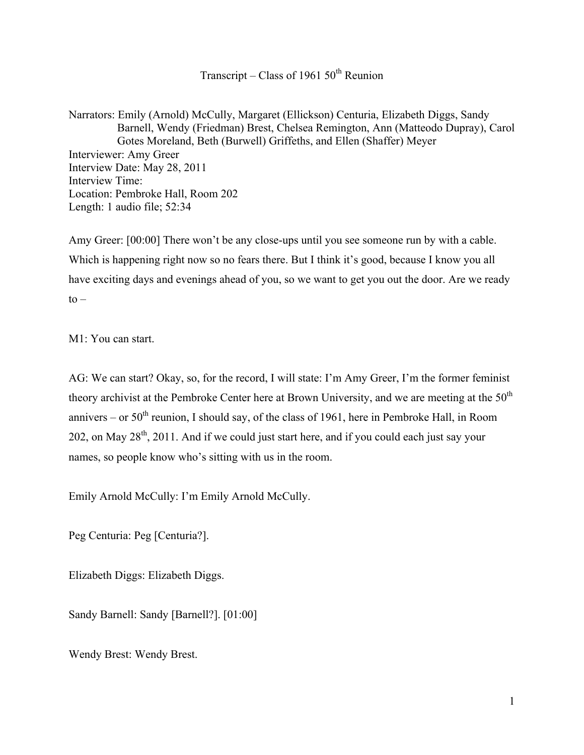# Transcript – Class of 1961 50th Reunion

Narrators: Emily (Arnold) McCully, Margaret (Ellickson) Centuria, Elizabeth Diggs, Sandy Barnell, Wendy (Friedman) Brest, Chelsea Remington, Ann (Matteodo Dupray), Carol Gotes Moreland, Beth (Burwell) Griffeths, and Ellen (Shaffer) Meyer
Interviewer: Amy Greer
Interview Date: May 28, 2011
Interview Time:
Location: Pembroke Hall, Room 202
Length: 1 audio file; 52:34

Amy Greer: [00:00] There won't be any close-ups until you see someone run by with a cable. Which is happening right now so no fears there. But I think it's good, because I know you all have exciting days and evenings ahead of you, so we want to get you out the door. Are we ready to –

M1: You can start.

AG: We can start? Okay, so, for the record, I will state: I'm Amy Greer, I'm the former feminist theory archivist at the Pembroke Center here at Brown University, and we are meeting at the 50th annivers – or 50th reunion, I should say, of the class of 1961, here in Pembroke Hall, in Room 202, on May 28th, 2011. And if we could just start here, and if you could each just say your names, so people know who's sitting with us in the room.

Emily Arnold McCully: I'm Emily Arnold McCully.

Peg Centuria: Peg [Centuria?].

Elizabeth Diggs: Elizabeth Diggs.

Sandy Barnell: Sandy [Barnell?]. [01:00]

Wendy Brest: Wendy Brest.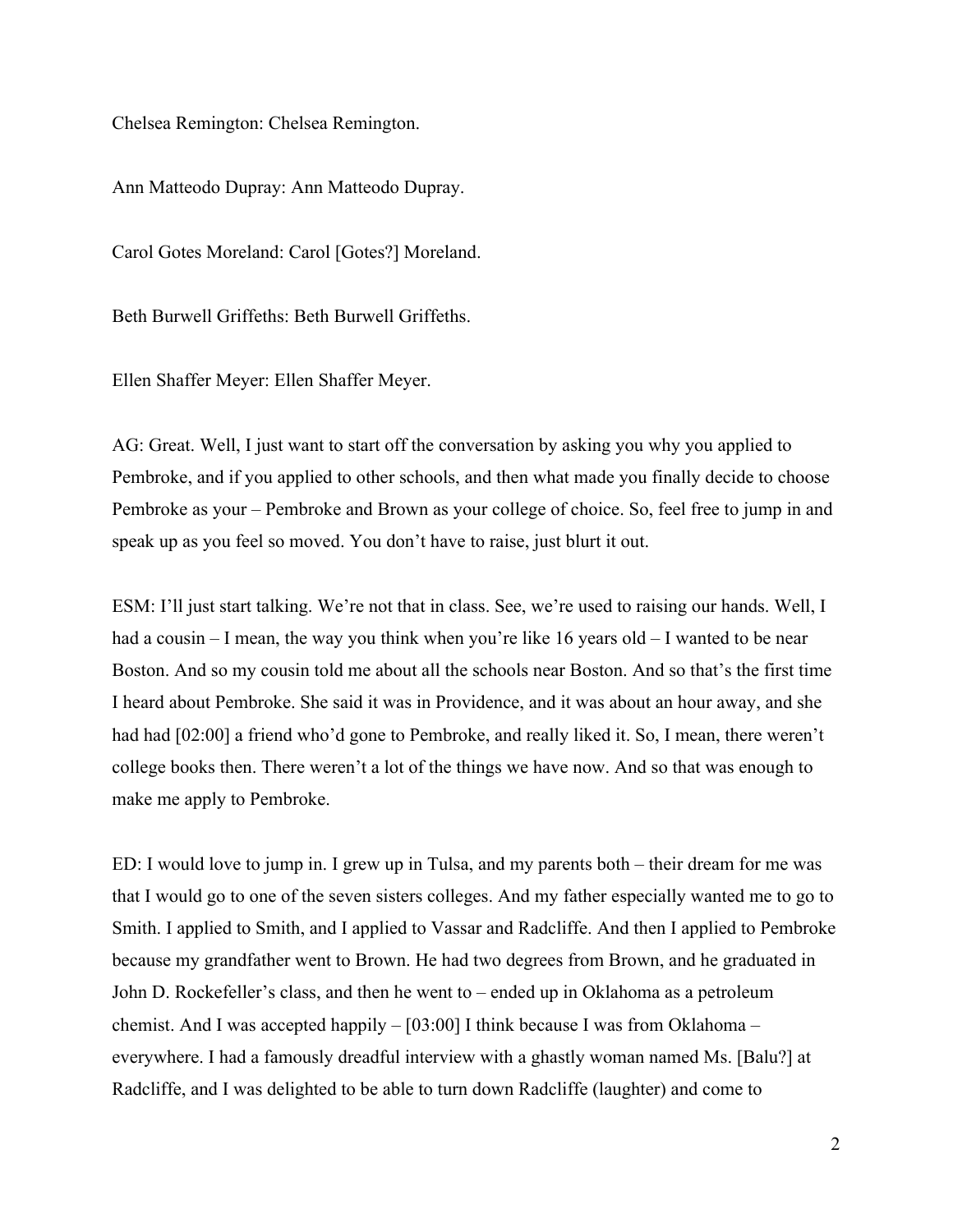Chelsea Remington: Chelsea Remington.

Ann Matteodo Dupray: Ann Matteodo Dupray.

Carol Gotes Moreland: Carol [Gotes?] Moreland.

Beth Burwell Griffeths: Beth Burwell Griffeths.

Ellen Shaffer Meyer: Ellen Shaffer Meyer.

AG: Great. Well, I just want to start off the conversation by asking you why you applied to Pembroke, and if you applied to other schools, and then what made you finally decide to choose Pembroke as your – Pembroke and Brown as your college of choice. So, feel free to jump in and speak up as you feel so moved. You don't have to raise, just blurt it out.

ESM: I'll just start talking. We're not that in class. See, we're used to raising our hands. Well, I had a cousin – I mean, the way you think when you're like 16 years old – I wanted to be near Boston. And so my cousin told me about all the schools near Boston. And so that's the first time I heard about Pembroke. She said it was in Providence, and it was about an hour away, and she had had [02:00] a friend who'd gone to Pembroke, and really liked it. So, I mean, there weren't college books then. There weren't a lot of the things we have now. And so that was enough to make me apply to Pembroke.

ED: I would love to jump in. I grew up in Tulsa, and my parents both – their dream for me was that I would go to one of the seven sisters colleges. And my father especially wanted me to go to Smith. I applied to Smith, and I applied to Vassar and Radcliffe. And then I applied to Pembroke because my grandfather went to Brown. He had two degrees from Brown, and he graduated in John D. Rockefeller's class, and then he went to – ended up in Oklahoma as a petroleum chemist. And I was accepted happily – [03:00] I think because I was from Oklahoma – everywhere. I had a famously dreadful interview with a ghastly woman named Ms. [Balu?] at Radcliffe, and I was delighted to be able to turn down Radcliffe (laughter) and come to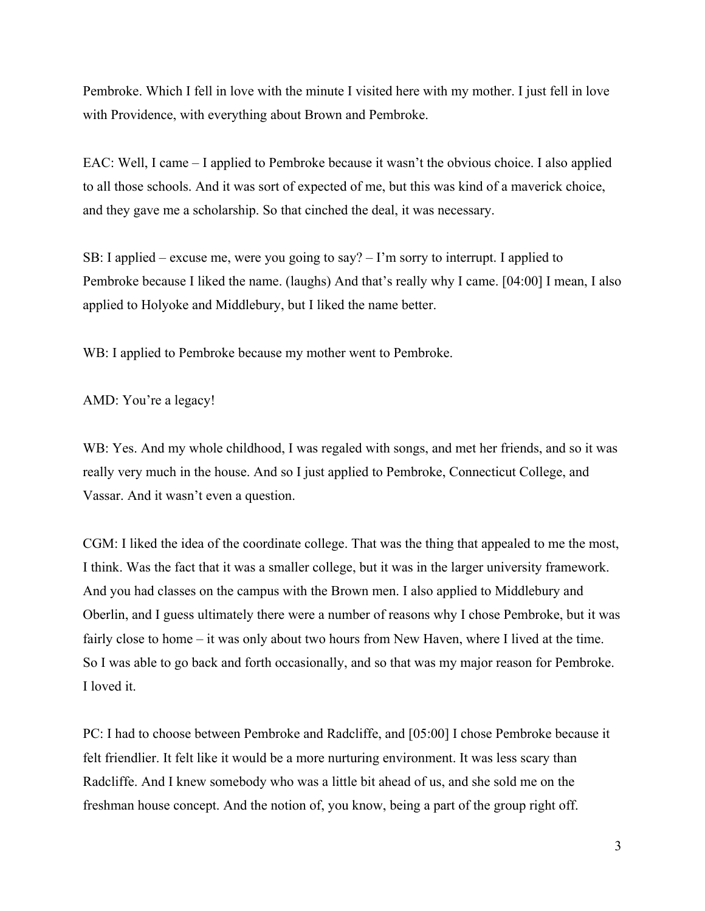Pembroke. Which I fell in love with the minute I visited here with my mother. I just fell in love with Providence, with everything about Brown and Pembroke.

EAC: Well, I came – I applied to Pembroke because it wasn't the obvious choice. I also applied to all those schools. And it was sort of expected of me, but this was kind of a maverick choice, and they gave me a scholarship. So that cinched the deal, it was necessary.

SB: I applied – excuse me, were you going to say? – I'm sorry to interrupt. I applied to Pembroke because I liked the name. (laughs) And that's really why I came. [04:00] I mean, I also applied to Holyoke and Middlebury, but I liked the name better.

WB: I applied to Pembroke because my mother went to Pembroke.

AMD: You're a legacy!

WB: Yes. And my whole childhood, I was regaled with songs, and met her friends, and so it was really very much in the house. And so I just applied to Pembroke, Connecticut College, and Vassar. And it wasn't even a question.

CGM: I liked the idea of the coordinate college. That was the thing that appealed to me the most, I think. Was the fact that it was a smaller college, but it was in the larger university framework. And you had classes on the campus with the Brown men. I also applied to Middlebury and Oberlin, and I guess ultimately there were a number of reasons why I chose Pembroke, but it was fairly close to home – it was only about two hours from New Haven, where I lived at the time. So I was able to go back and forth occasionally, and so that was my major reason for Pembroke. I loved it.

PC: I had to choose between Pembroke and Radcliffe, and [05:00] I chose Pembroke because it felt friendlier. It felt like it would be a more nurturing environment. It was less scary than Radcliffe. And I knew somebody who was a little bit ahead of us, and she sold me on the freshman house concept. And the notion of, you know, being a part of the group right off.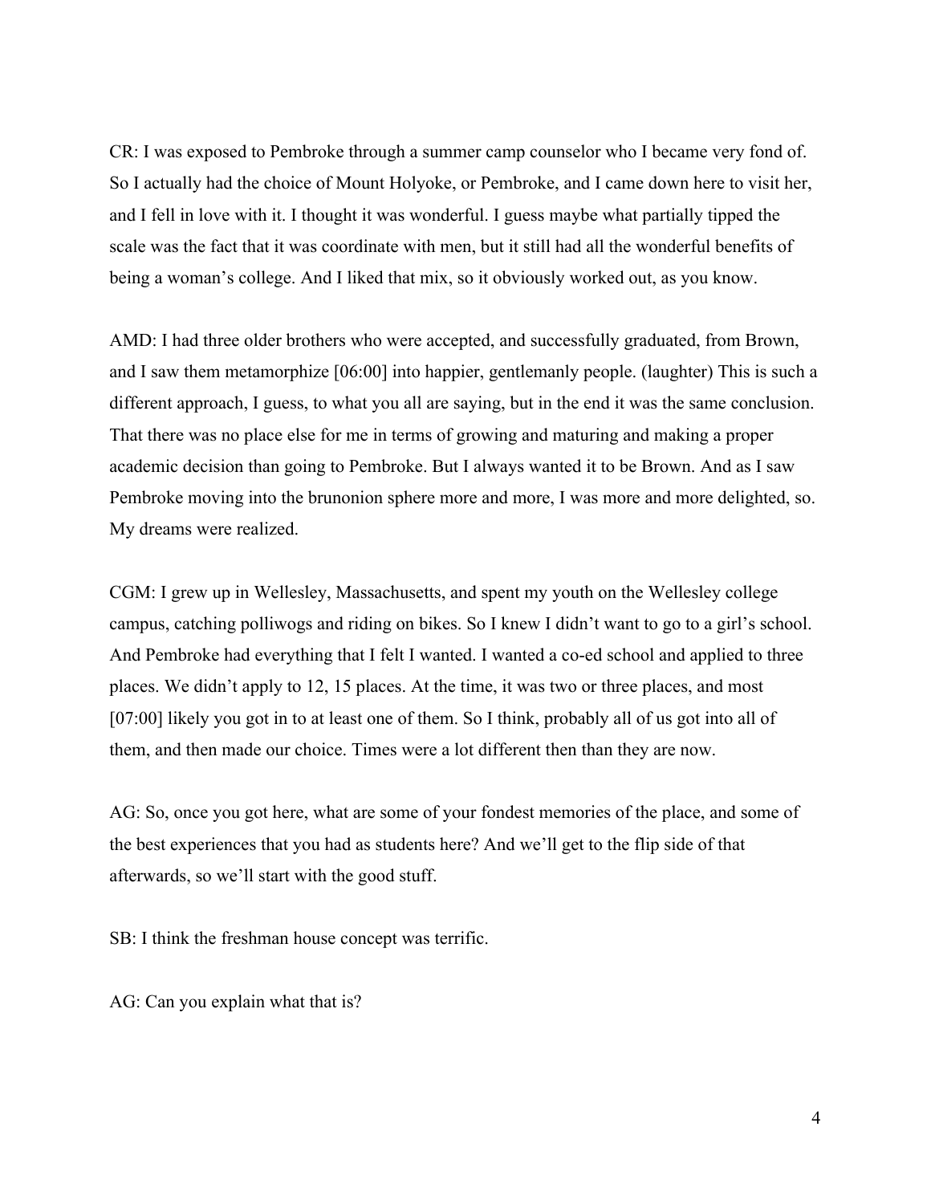CR: I was exposed to Pembroke through a summer camp counselor who I became very fond of. So I actually had the choice of Mount Holyoke, or Pembroke, and I came down here to visit her, and I fell in love with it. I thought it was wonderful. I guess maybe what partially tipped the scale was the fact that it was coordinate with men, but it still had all the wonderful benefits of being a woman's college. And I liked that mix, so it obviously worked out, as you know.

AMD: I had three older brothers who were accepted, and successfully graduated, from Brown, and I saw them metamorphize [06:00] into happier, gentlemanly people. (laughter) This is such a different approach, I guess, to what you all are saying, but in the end it was the same conclusion. That there was no place else for me in terms of growing and maturing and making a proper academic decision than going to Pembroke. But I always wanted it to be Brown. And as I saw Pembroke moving into the brunonion sphere more and more, I was more and more delighted, so. My dreams were realized.

CGM: I grew up in Wellesley, Massachusetts, and spent my youth on the Wellesley college campus, catching polliwogs and riding on bikes. So I knew I didn't want to go to a girl's school. And Pembroke had everything that I felt I wanted. I wanted a co-ed school and applied to three places. We didn't apply to 12, 15 places. At the time, it was two or three places, and most [07:00] likely you got in to at least one of them. So I think, probably all of us got into all of them, and then made our choice. Times were a lot different then than they are now.

AG: So, once you got here, what are some of your fondest memories of the place, and some of the best experiences that you had as students here? And we'll get to the flip side of that afterwards, so we'll start with the good stuff.

SB: I think the freshman house concept was terrific.

AG: Can you explain what that is?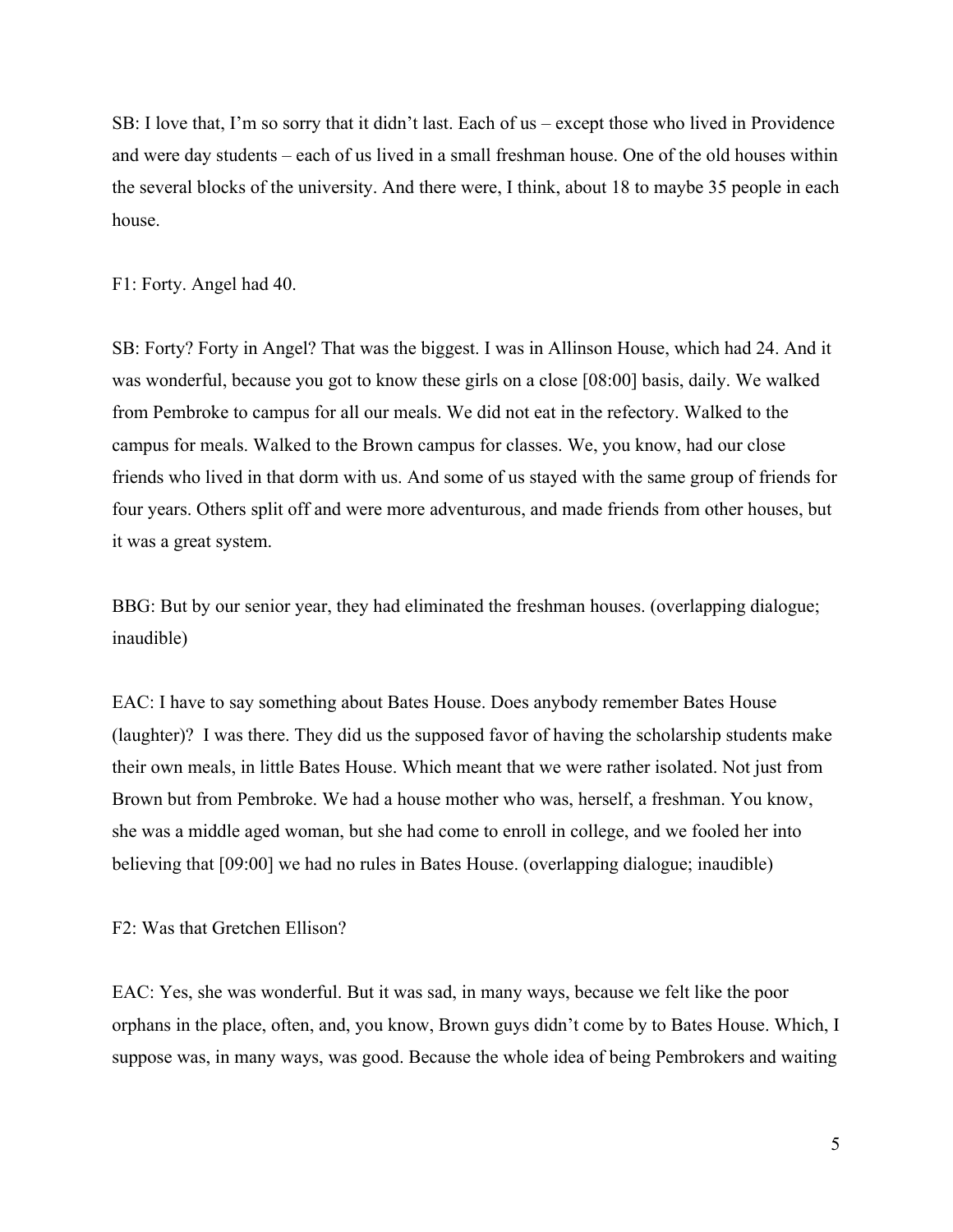SB: I love that, I'm so sorry that it didn't last. Each of us – except those who lived in Providence and were day students – each of us lived in a small freshman house. One of the old houses within the several blocks of the university. And there were, I think, about 18 to maybe 35 people in each house.

F1: Forty. Angel had 40.

SB: Forty? Forty in Angel? That was the biggest. I was in Allinson House, which had 24. And it was wonderful, because you got to know these girls on a close [08:00] basis, daily. We walked from Pembroke to campus for all our meals. We did not eat in the refectory. Walked to the campus for meals. Walked to the Brown campus for classes. We, you know, had our close friends who lived in that dorm with us. And some of us stayed with the same group of friends for four years. Others split off and were more adventurous, and made friends from other houses, but it was a great system.

BBG: But by our senior year, they had eliminated the freshman houses. (overlapping dialogue; inaudible)

EAC: I have to say something about Bates House. Does anybody remember Bates House (laughter)? I was there. They did us the supposed favor of having the scholarship students make their own meals, in little Bates House. Which meant that we were rather isolated. Not just from Brown but from Pembroke. We had a house mother who was, herself, a freshman. You know, she was a middle aged woman, but she had come to enroll in college, and we fooled her into believing that [09:00] we had no rules in Bates House. (overlapping dialogue; inaudible)

F2: Was that Gretchen Ellison?

EAC: Yes, she was wonderful. But it was sad, in many ways, because we felt like the poor orphans in the place, often, and, you know, Brown guys didn't come by to Bates House. Which, I suppose was, in many ways, was good. Because the whole idea of being Pembrokers and waiting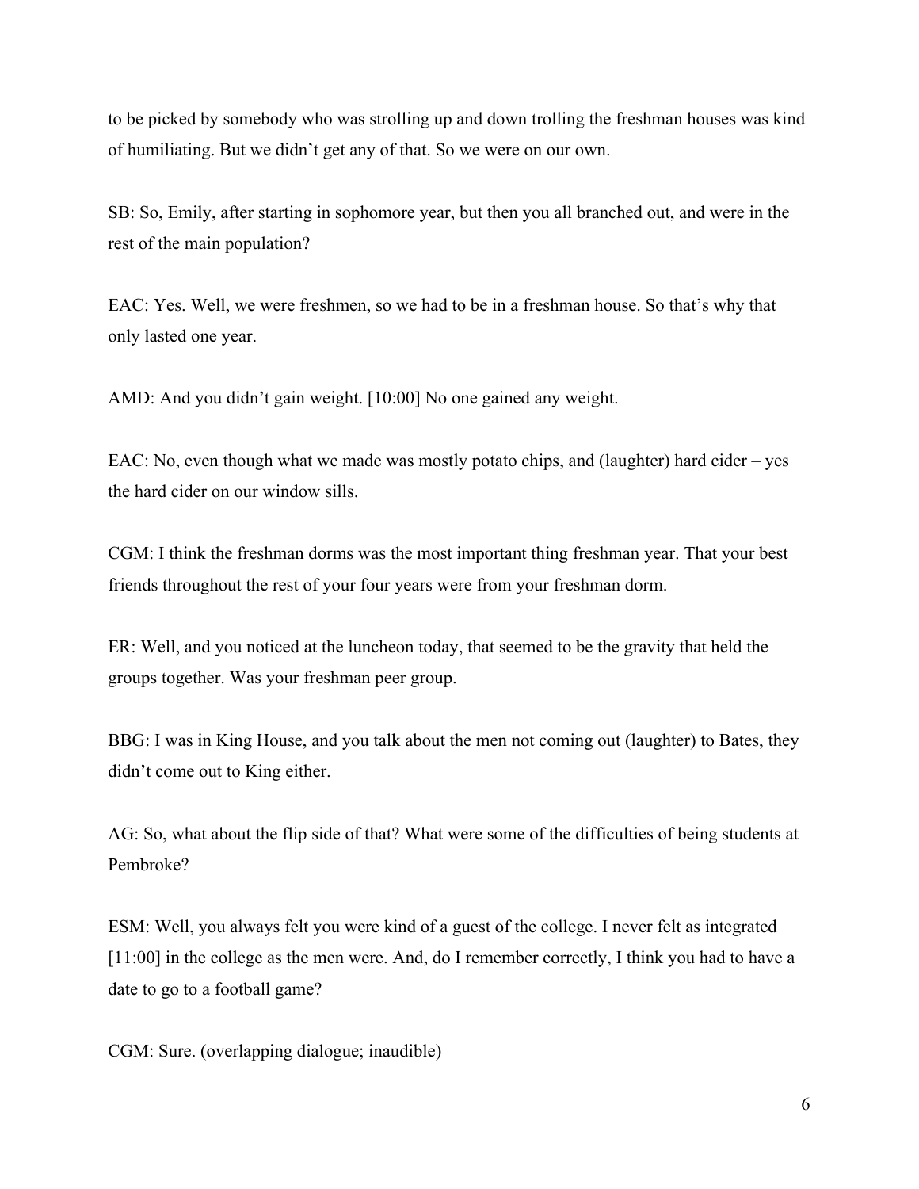to be picked by somebody who was strolling up and down trolling the freshman houses was kind of humiliating. But we didn't get any of that. So we were on our own.

SB: So, Emily, after starting in sophomore year, but then you all branched out, and were in the rest of the main population?

EAC: Yes. Well, we were freshmen, so we had to be in a freshman house. So that's why that only lasted one year.

AMD: And you didn't gain weight. [10:00] No one gained any weight.

EAC: No, even though what we made was mostly potato chips, and (laughter) hard cider – yes the hard cider on our window sills.

CGM: I think the freshman dorms was the most important thing freshman year. That your best friends throughout the rest of your four years were from your freshman dorm.

ER: Well, and you noticed at the luncheon today, that seemed to be the gravity that held the groups together. Was your freshman peer group.

BBG: I was in King House, and you talk about the men not coming out (laughter) to Bates, they didn't come out to King either.

AG: So, what about the flip side of that? What were some of the difficulties of being students at Pembroke?

ESM: Well, you always felt you were kind of a guest of the college. I never felt as integrated [11:00] in the college as the men were. And, do I remember correctly, I think you had to have a date to go to a football game?

CGM: Sure. (overlapping dialogue; inaudible)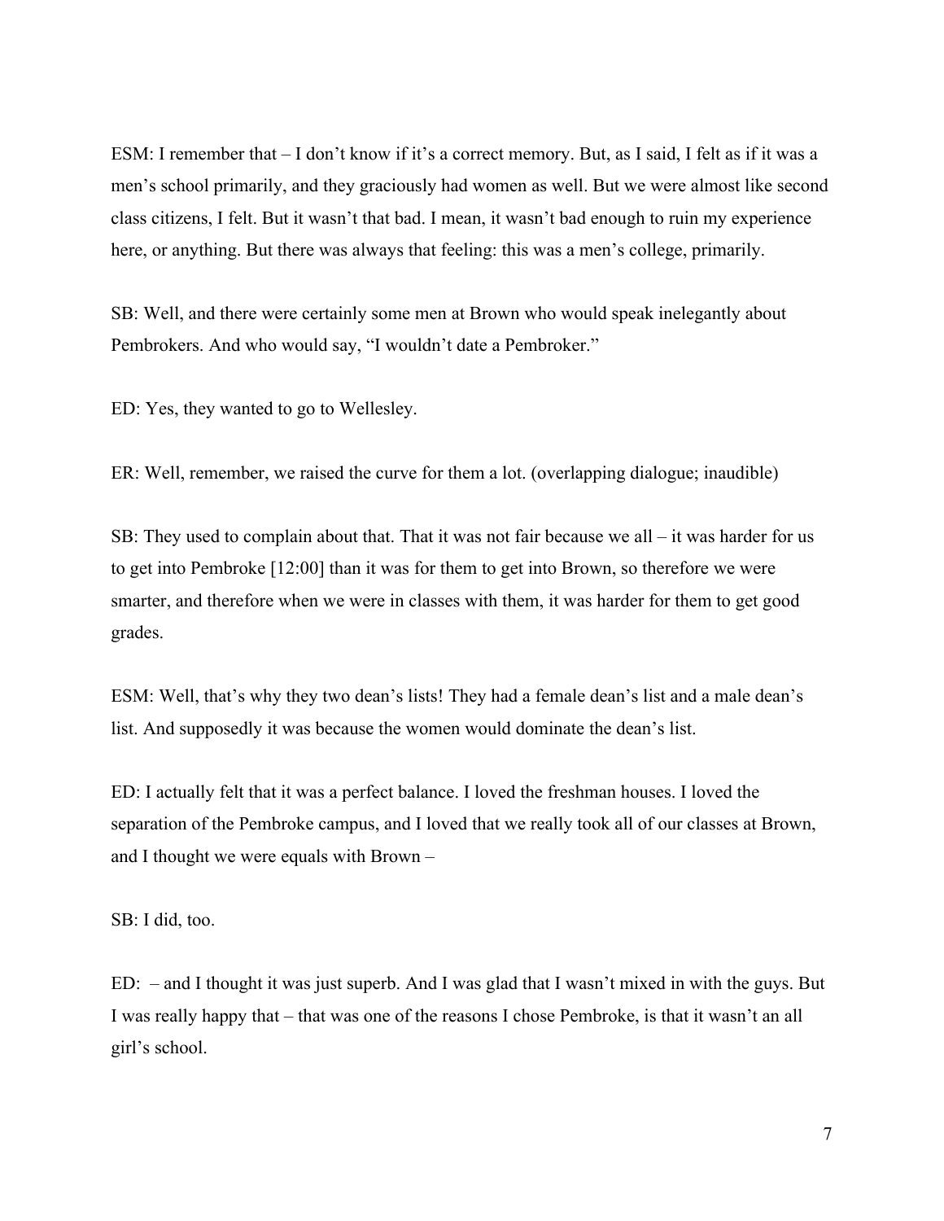ESM: I remember that – I don't know if it's a correct memory. But, as I said, I felt as if it was a men's school primarily, and they graciously had women as well. But we were almost like second class citizens, I felt. But it wasn't that bad. I mean, it wasn't bad enough to ruin my experience here, or anything. But there was always that feeling: this was a men's college, primarily.

SB: Well, and there were certainly some men at Brown who would speak inelegantly about Pembrokers. And who would say, "I wouldn't date a Pembroker."

ED: Yes, they wanted to go to Wellesley.

ER: Well, remember, we raised the curve for them a lot. (overlapping dialogue; inaudible)

SB: They used to complain about that. That it was not fair because we all – it was harder for us to get into Pembroke [12:00] than it was for them to get into Brown, so therefore we were smarter, and therefore when we were in classes with them, it was harder for them to get good grades.

ESM: Well, that's why they two dean's lists! They had a female dean's list and a male dean's list. And supposedly it was because the women would dominate the dean's list.

ED: I actually felt that it was a perfect balance. I loved the freshman houses. I loved the separation of the Pembroke campus, and I loved that we really took all of our classes at Brown, and I thought we were equals with Brown –

SB: I did, too.

ED: – and I thought it was just superb. And I was glad that I wasn't mixed in with the guys. But I was really happy that – that was one of the reasons I chose Pembroke, is that it wasn't an all girl's school.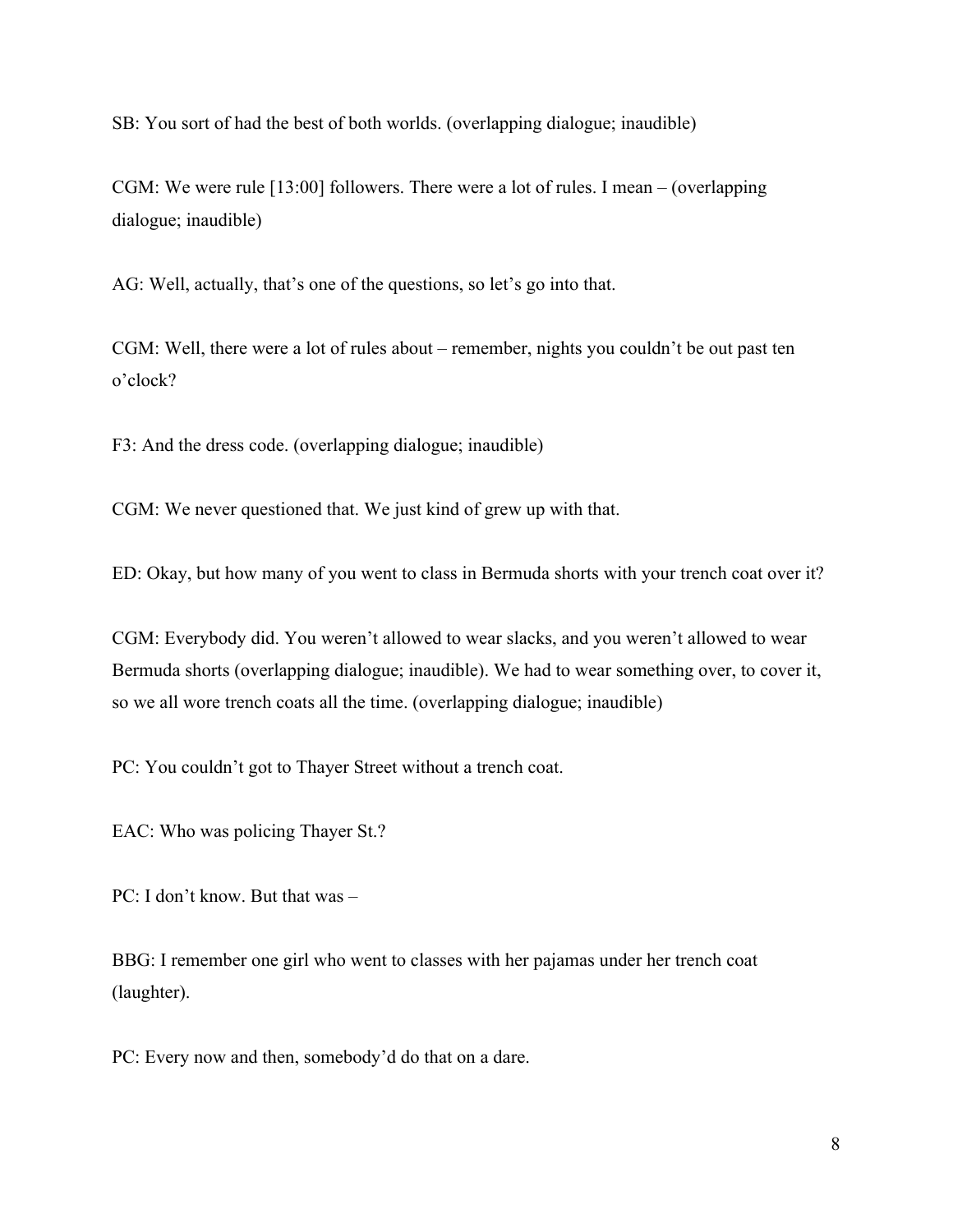SB: You sort of had the best of both worlds. (overlapping dialogue; inaudible)

CGM: We were rule [13:00] followers. There were a lot of rules. I mean – (overlapping dialogue; inaudible)

AG: Well, actually, that's one of the questions, so let's go into that.

CGM: Well, there were a lot of rules about – remember, nights you couldn't be out past ten o'clock?

F3: And the dress code. (overlapping dialogue; inaudible)

CGM: We never questioned that. We just kind of grew up with that.

ED: Okay, but how many of you went to class in Bermuda shorts with your trench coat over it?

CGM: Everybody did. You weren't allowed to wear slacks, and you weren't allowed to wear Bermuda shorts (overlapping dialogue; inaudible). We had to wear something over, to cover it, so we all wore trench coats all the time. (overlapping dialogue; inaudible)

PC: You couldn't got to Thayer Street without a trench coat.

EAC: Who was policing Thayer St.?

PC: I don't know. But that was –

BBG: I remember one girl who went to classes with her pajamas under her trench coat (laughter).

PC: Every now and then, somebody'd do that on a dare.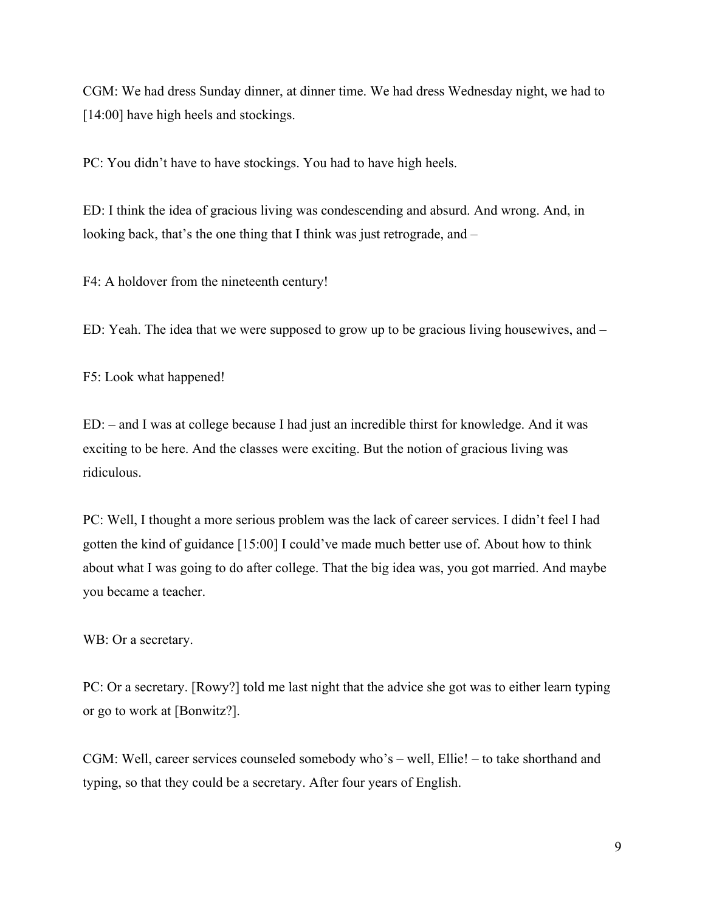CGM: We had dress Sunday dinner, at dinner time. We had dress Wednesday night, we had to [14:00] have high heels and stockings.

PC: You didn't have to have stockings. You had to have high heels.

ED: I think the idea of gracious living was condescending and absurd. And wrong. And, in looking back, that's the one thing that I think was just retrograde, and –

F4: A holdover from the nineteenth century!

ED: Yeah. The idea that we were supposed to grow up to be gracious living housewives, and –

F5: Look what happened!

ED: – and I was at college because I had just an incredible thirst for knowledge. And it was exciting to be here. And the classes were exciting. But the notion of gracious living was ridiculous.

PC: Well, I thought a more serious problem was the lack of career services. I didn't feel I had gotten the kind of guidance [15:00] I could've made much better use of. About how to think about what I was going to do after college. That the big idea was, you got married. And maybe you became a teacher.

WB: Or a secretary.

PC: Or a secretary. [Rowy?] told me last night that the advice she got was to either learn typing or go to work at [Bonwitz?].

CGM: Well, career services counseled somebody who's – well, Ellie! – to take shorthand and typing, so that they could be a secretary. After four years of English.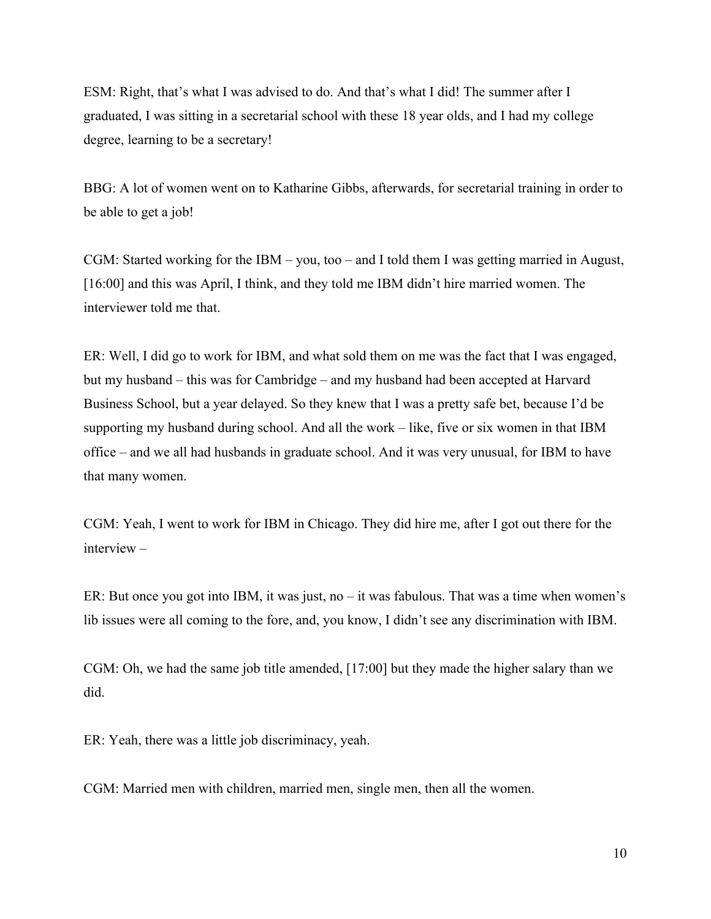ESM: Right, that's what I was advised to do. And that's what I did! The summer after I graduated, I was sitting in a secretarial school with these 18 year olds, and I had my college degree, learning to be a secretary!

BBG: A lot of women went on to Katharine Gibbs, afterwards, for secretarial training in order to be able to get a job!

CGM: Started working for the IBM – you, too – and I told them I was getting married in August, [16:00] and this was April, I think, and they told me IBM didn't hire married women. The interviewer told me that.

ER: Well, I did go to work for IBM, and what sold them on me was the fact that I was engaged, but my husband – this was for Cambridge – and my husband had been accepted at Harvard Business School, but a year delayed. So they knew that I was a pretty safe bet, because I'd be supporting my husband during school. And all the work – like, five or six women in that IBM office – and we all had husbands in graduate school. And it was very unusual, for IBM to have that many women.

CGM: Yeah, I went to work for IBM in Chicago. They did hire me, after I got out there for the interview –

ER: But once you got into IBM, it was just, no – it was fabulous. That was a time when women's lib issues were all coming to the fore, and, you know, I didn't see any discrimination with IBM.

CGM: Oh, we had the same job title amended, [17:00] but they made the higher salary than we did.

ER: Yeah, there was a little job discriminacy, yeah.

CGM: Married men with children, married men, single men, then all the women.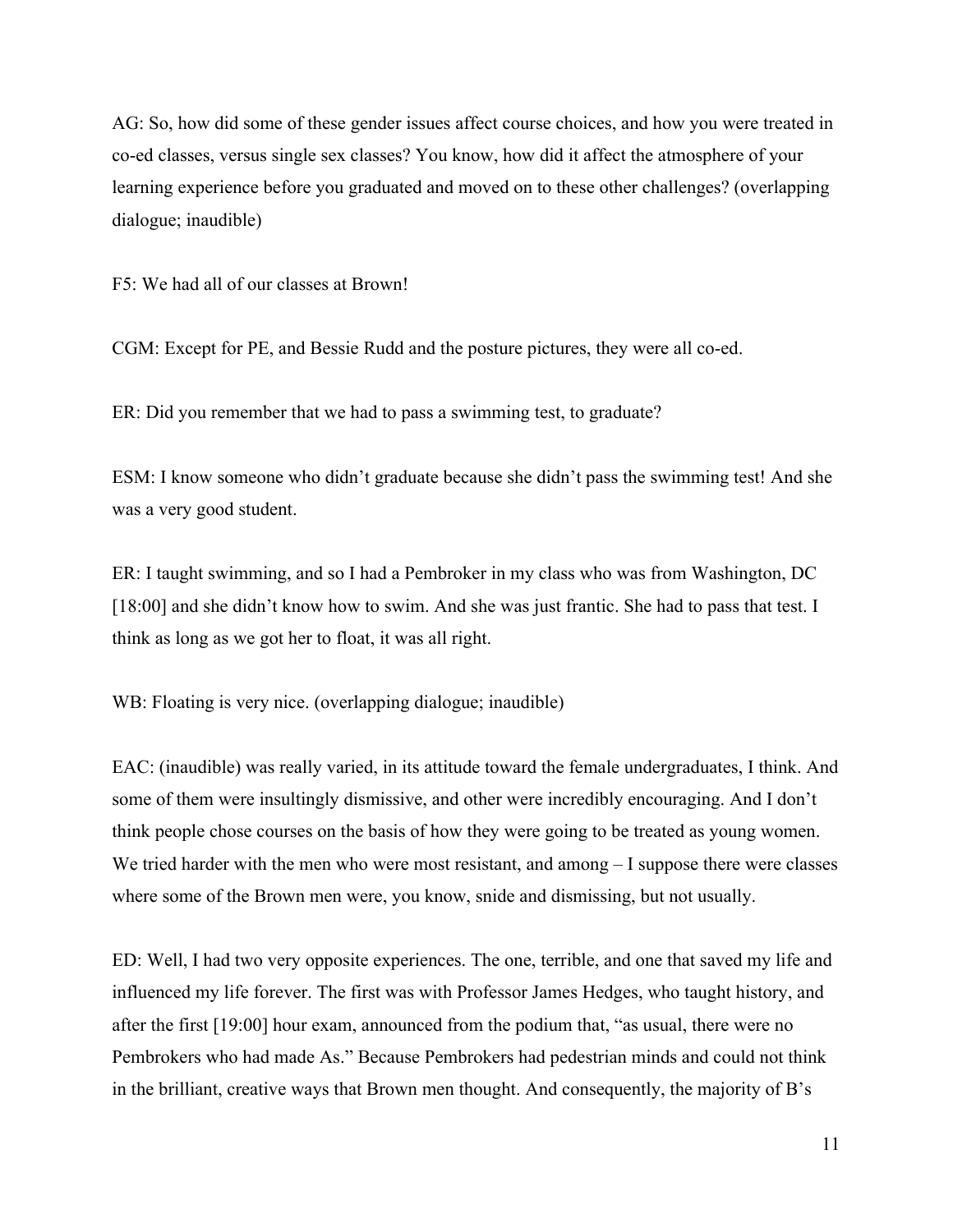AG: So, how did some of these gender issues affect course choices, and how you were treated in co-ed classes, versus single sex classes? You know, how did it affect the atmosphere of your learning experience before you graduated and moved on to these other challenges? (overlapping dialogue; inaudible)

F5: We had all of our classes at Brown!

CGM: Except for PE, and Bessie Rudd and the posture pictures, they were all co-ed.

ER: Did you remember that we had to pass a swimming test, to graduate?

ESM: I know someone who didn't graduate because she didn't pass the swimming test! And she was a very good student.

ER: I taught swimming, and so I had a Pembroker in my class who was from Washington, DC [18:00] and she didn't know how to swim. And she was just frantic. She had to pass that test. I think as long as we got her to float, it was all right.

WB: Floating is very nice. (overlapping dialogue; inaudible)

EAC: (inaudible) was really varied, in its attitude toward the female undergraduates, I think. And some of them were insultingly dismissive, and other were incredibly encouraging. And I don't think people chose courses on the basis of how they were going to be treated as young women. We tried harder with the men who were most resistant, and among – I suppose there were classes where some of the Brown men were, you know, snide and dismissing, but not usually.

ED: Well, I had two very opposite experiences. The one, terrible, and one that saved my life and influenced my life forever. The first was with Professor James Hedges, who taught history, and after the first [19:00] hour exam, announced from the podium that, "as usual, there were no Pembrokers who had made As." Because Pembrokers had pedestrian minds and could not think in the brilliant, creative ways that Brown men thought. And consequently, the majority of B's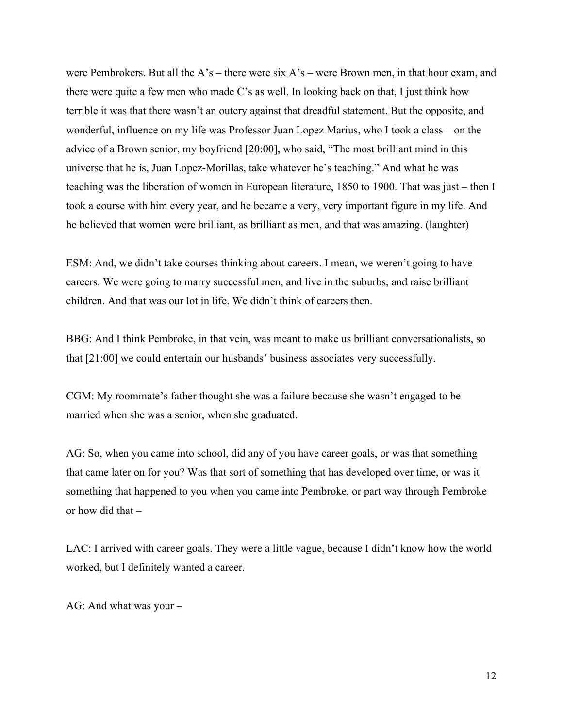were Pembrokers. But all the A's – there were six A's – were Brown men, in that hour exam, and there were quite a few men who made C's as well. In looking back on that, I just think how terrible it was that there wasn't an outcry against that dreadful statement. But the opposite, and wonderful, influence on my life was Professor Juan Lopez Marius, who I took a class – on the advice of a Brown senior, my boyfriend [20:00], who said, "The most brilliant mind in this universe that he is, Juan Lopez-Morillas, take whatever he's teaching." And what he was teaching was the liberation of women in European literature, 1850 to 1900. That was just – then I took a course with him every year, and he became a very, very important figure in my life. And he believed that women were brilliant, as brilliant as men, and that was amazing. (laughter)

ESM: And, we didn't take courses thinking about careers. I mean, we weren't going to have careers. We were going to marry successful men, and live in the suburbs, and raise brilliant children. And that was our lot in life. We didn't think of careers then.

BBG: And I think Pembroke, in that vein, was meant to make us brilliant conversationalists, so that [21:00] we could entertain our husbands' business associates very successfully.

CGM: My roommate's father thought she was a failure because she wasn't engaged to be married when she was a senior, when she graduated.

AG: So, when you came into school, did any of you have career goals, or was that something that came later on for you? Was that sort of something that has developed over time, or was it something that happened to you when you came into Pembroke, or part way through Pembroke or how did that –

LAC: I arrived with career goals. They were a little vague, because I didn't know how the world worked, but I definitely wanted a career.

AG: And what was your –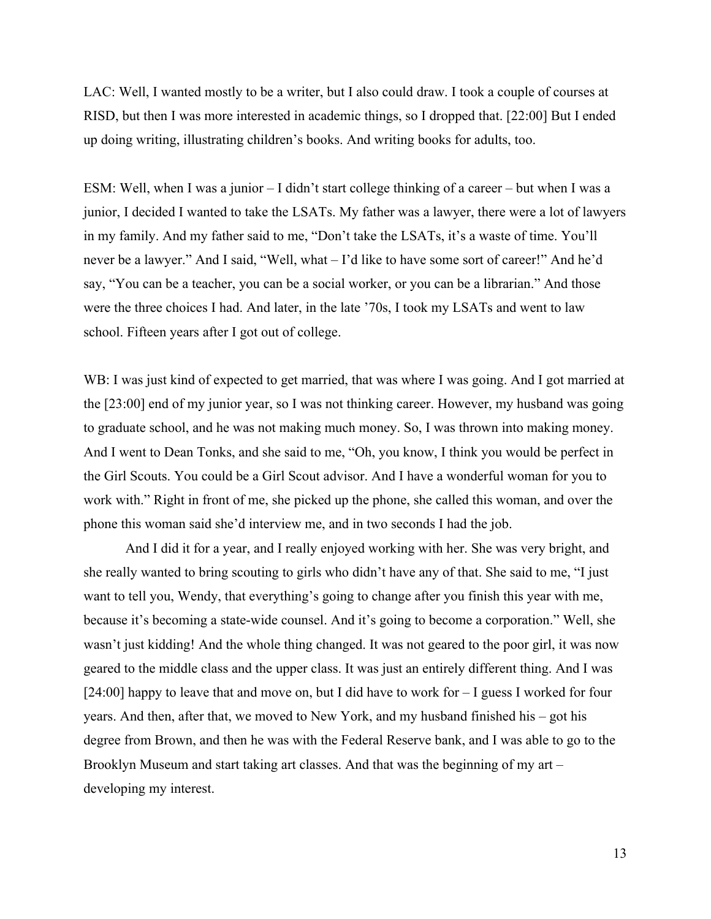LAC: Well, I wanted mostly to be a writer, but I also could draw. I took a couple of courses at RISD, but then I was more interested in academic things, so I dropped that. [22:00] But I ended up doing writing, illustrating children's books. And writing books for adults, too.

ESM: Well, when I was a junior – I didn't start college thinking of a career – but when I was a junior, I decided I wanted to take the LSATs. My father was a lawyer, there were a lot of lawyers in my family. And my father said to me, "Don't take the LSATs, it's a waste of time. You'll never be a lawyer." And I said, "Well, what – I'd like to have some sort of career!" And he'd say, "You can be a teacher, you can be a social worker, or you can be a librarian." And those were the three choices I had. And later, in the late '70s, I took my LSATs and went to law school. Fifteen years after I got out of college.

WB: I was just kind of expected to get married, that was where I was going. And I got married at the [23:00] end of my junior year, so I was not thinking career. However, my husband was going to graduate school, and he was not making much money. So, I was thrown into making money. And I went to Dean Tonks, and she said to me, "Oh, you know, I think you would be perfect in the Girl Scouts. You could be a Girl Scout advisor. And I have a wonderful woman for you to work with." Right in front of me, she picked up the phone, she called this woman, and over the phone this woman said she'd interview me, and in two seconds I had the job.

And I did it for a year, and I really enjoyed working with her. She was very bright, and she really wanted to bring scouting to girls who didn't have any of that. She said to me, "I just want to tell you, Wendy, that everything's going to change after you finish this year with me, because it's becoming a state-wide counsel. And it's going to become a corporation." Well, she wasn't just kidding! And the whole thing changed. It was not geared to the poor girl, it was now geared to the middle class and the upper class. It was just an entirely different thing. And I was [24:00] happy to leave that and move on, but I did have to work for – I guess I worked for four years. And then, after that, we moved to New York, and my husband finished his – got his degree from Brown, and then he was with the Federal Reserve bank, and I was able to go to the Brooklyn Museum and start taking art classes. And that was the beginning of my art – developing my interest.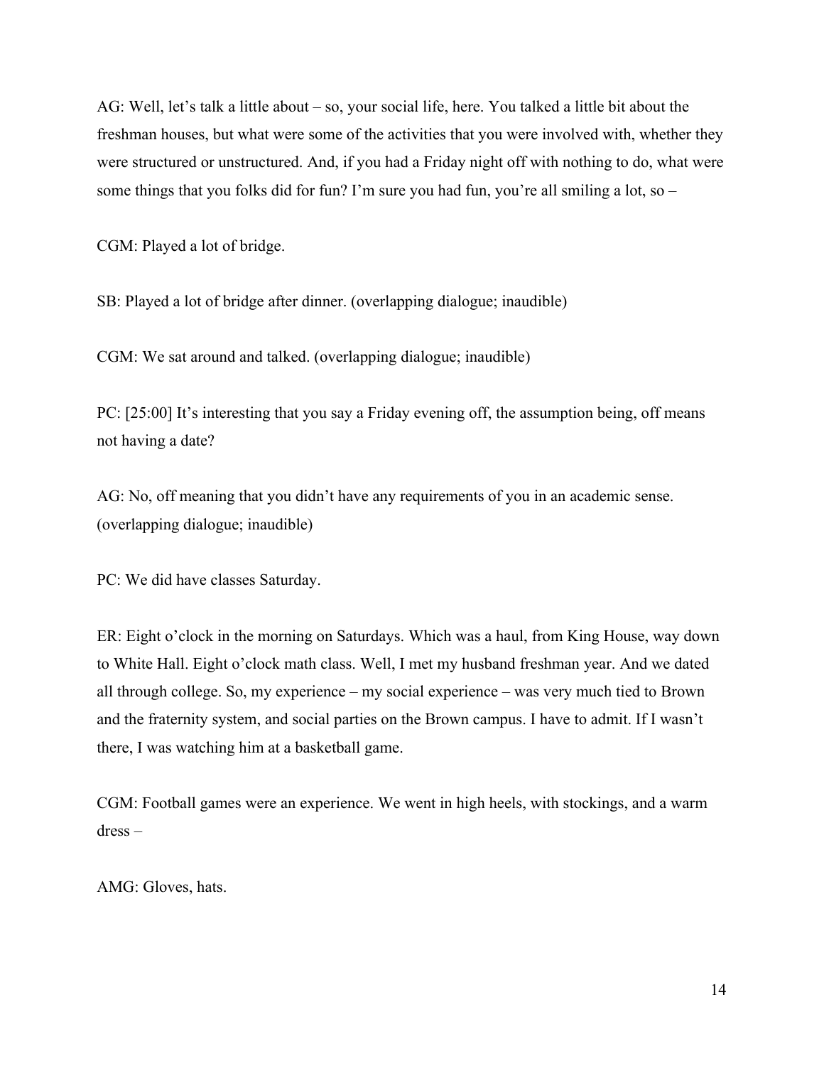AG: Well, let's talk a little about – so, your social life, here. You talked a little bit about the freshman houses, but what were some of the activities that you were involved with, whether they were structured or unstructured. And, if you had a Friday night off with nothing to do, what were some things that you folks did for fun? I'm sure you had fun, you're all smiling a lot, so –

CGM: Played a lot of bridge.

SB: Played a lot of bridge after dinner. (overlapping dialogue; inaudible)

CGM: We sat around and talked. (overlapping dialogue; inaudible)

PC: [25:00] It's interesting that you say a Friday evening off, the assumption being, off means not having a date?

AG: No, off meaning that you didn't have any requirements of you in an academic sense. (overlapping dialogue; inaudible)

PC: We did have classes Saturday.

ER: Eight o'clock in the morning on Saturdays. Which was a haul, from King House, way down to White Hall. Eight o'clock math class. Well, I met my husband freshman year. And we dated all through college. So, my experience – my social experience – was very much tied to Brown and the fraternity system, and social parties on the Brown campus. I have to admit. If I wasn't there, I was watching him at a basketball game.

CGM: Football games were an experience. We went in high heels, with stockings, and a warm dress –

AMG: Gloves, hats.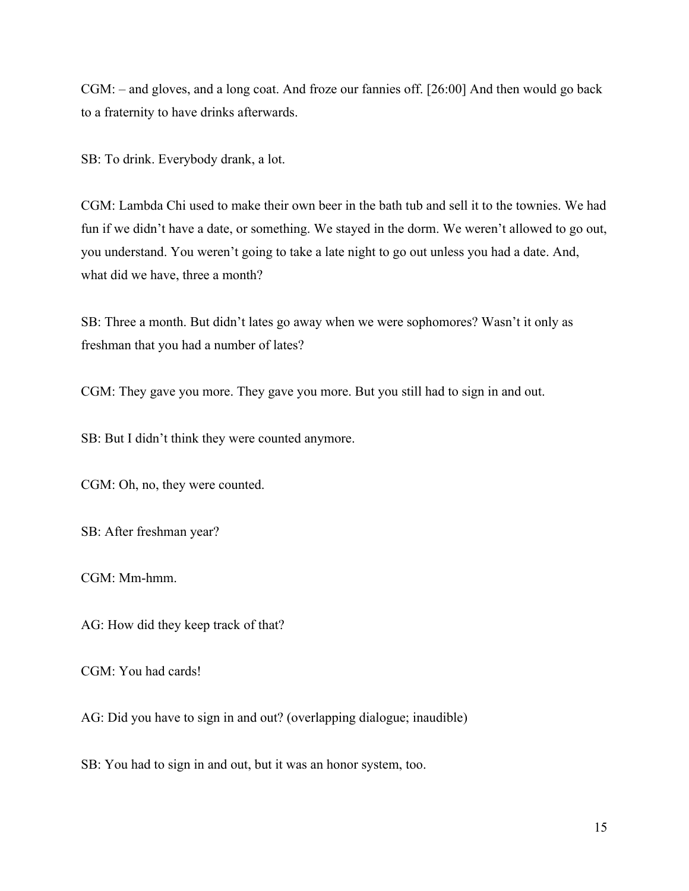CGM: – and gloves, and a long coat. And froze our fannies off. [26:00] And then would go back to a fraternity to have drinks afterwards.

SB: To drink. Everybody drank, a lot.

CGM: Lambda Chi used to make their own beer in the bath tub and sell it to the townies. We had fun if we didn't have a date, or something. We stayed in the dorm. We weren't allowed to go out, you understand. You weren't going to take a late night to go out unless you had a date. And, what did we have, three a month?

SB: Three a month. But didn't lates go away when we were sophomores? Wasn't it only as freshman that you had a number of lates?

CGM: They gave you more. They gave you more. But you still had to sign in and out.

SB: But I didn't think they were counted anymore.

CGM: Oh, no, they were counted.

SB: After freshman year?

CGM: Mm-hmm.

AG: How did they keep track of that?

CGM: You had cards!

AG: Did you have to sign in and out? (overlapping dialogue; inaudible)

SB: You had to sign in and out, but it was an honor system, too.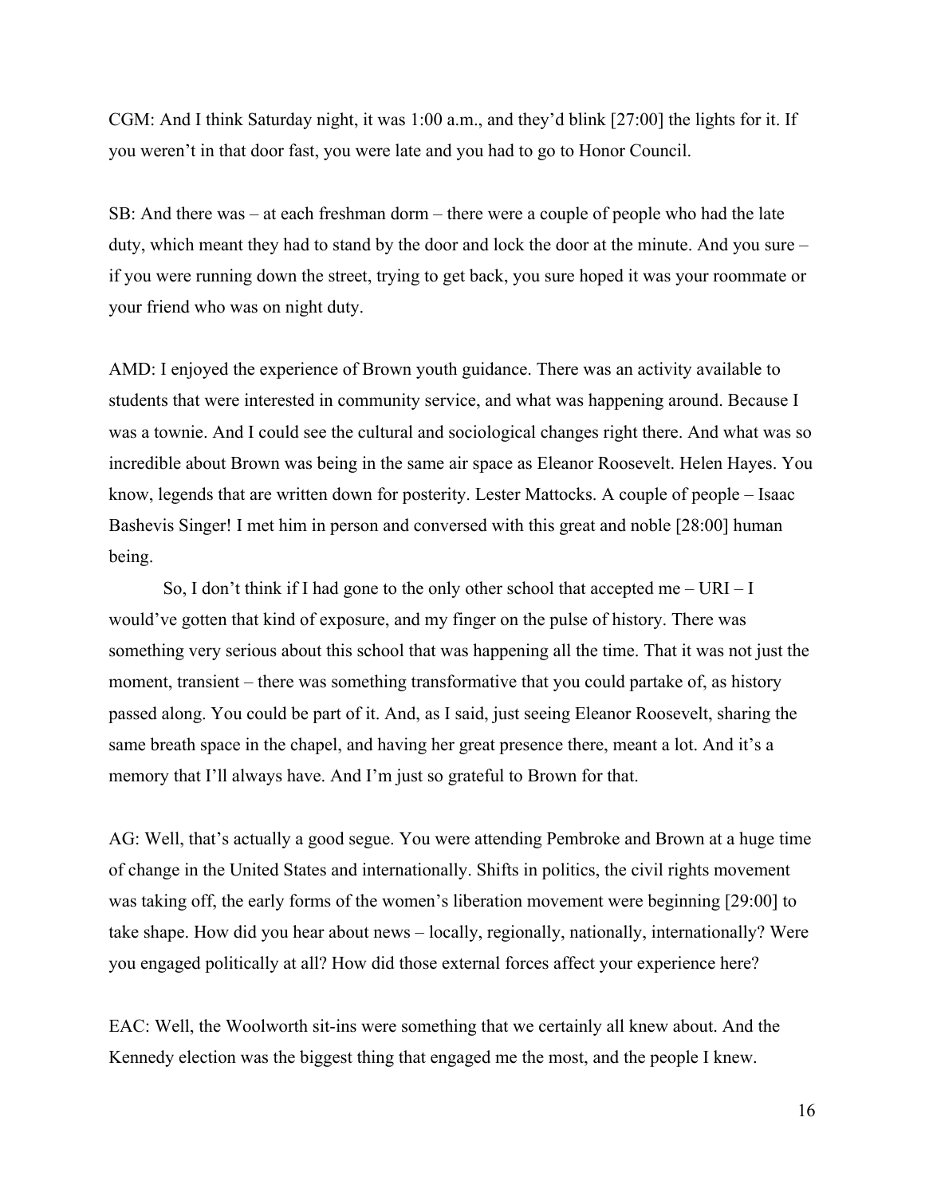CGM: And I think Saturday night, it was 1:00 a.m., and they'd blink [27:00] the lights for it. If you weren't in that door fast, you were late and you had to go to Honor Council.

SB: And there was – at each freshman dorm – there were a couple of people who had the late duty, which meant they had to stand by the door and lock the door at the minute. And you sure – if you were running down the street, trying to get back, you sure hoped it was your roommate or your friend who was on night duty.

AMD: I enjoyed the experience of Brown youth guidance. There was an activity available to students that were interested in community service, and what was happening around. Because I was a townie. And I could see the cultural and sociological changes right there. And what was so incredible about Brown was being in the same air space as Eleanor Roosevelt. Helen Hayes. You know, legends that are written down for posterity. Lester Mattocks. A couple of people – Isaac Bashevis Singer! I met him in person and conversed with this great and noble [28:00] human being.

So, I don't think if I had gone to the only other school that accepted me – URI – I would've gotten that kind of exposure, and my finger on the pulse of history. There was something very serious about this school that was happening all the time. That it was not just the moment, transient – there was something transformative that you could partake of, as history passed along. You could be part of it. And, as I said, just seeing Eleanor Roosevelt, sharing the same breath space in the chapel, and having her great presence there, meant a lot. And it's a memory that I'll always have. And I'm just so grateful to Brown for that.

AG: Well, that's actually a good segue. You were attending Pembroke and Brown at a huge time of change in the United States and internationally. Shifts in politics, the civil rights movement was taking off, the early forms of the women's liberation movement were beginning [29:00] to take shape. How did you hear about news – locally, regionally, nationally, internationally? Were you engaged politically at all? How did those external forces affect your experience here?

EAC: Well, the Woolworth sit-ins were something that we certainly all knew about. And the Kennedy election was the biggest thing that engaged me the most, and the people I knew.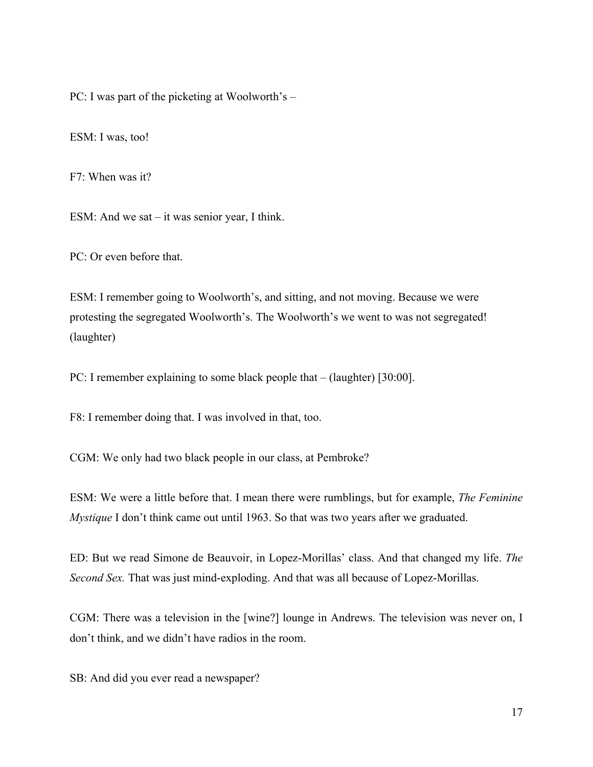PC: I was part of the picketing at Woolworth's –

ESM: I was, too!

F7: When was it?

ESM: And we sat – it was senior year, I think.

PC: Or even before that.

ESM: I remember going to Woolworth's, and sitting, and not moving. Because we were protesting the segregated Woolworth's. The Woolworth's we went to was not segregated! (laughter)

PC: I remember explaining to some black people that – (laughter) [30:00].

F8: I remember doing that. I was involved in that, too.

CGM: We only had two black people in our class, at Pembroke?

ESM: We were a little before that. I mean there were rumblings, but for example, *The Feminine Mystique* I don't think came out until 1963. So that was two years after we graduated.

ED: But we read Simone de Beauvoir, in Lopez-Morillas' class. And that changed my life. *The Second Sex.* That was just mind-exploding. And that was all because of Lopez-Morillas.

CGM: There was a television in the [wine?] lounge in Andrews. The television was never on, I don't think, and we didn't have radios in the room.

SB: And did you ever read a newspaper?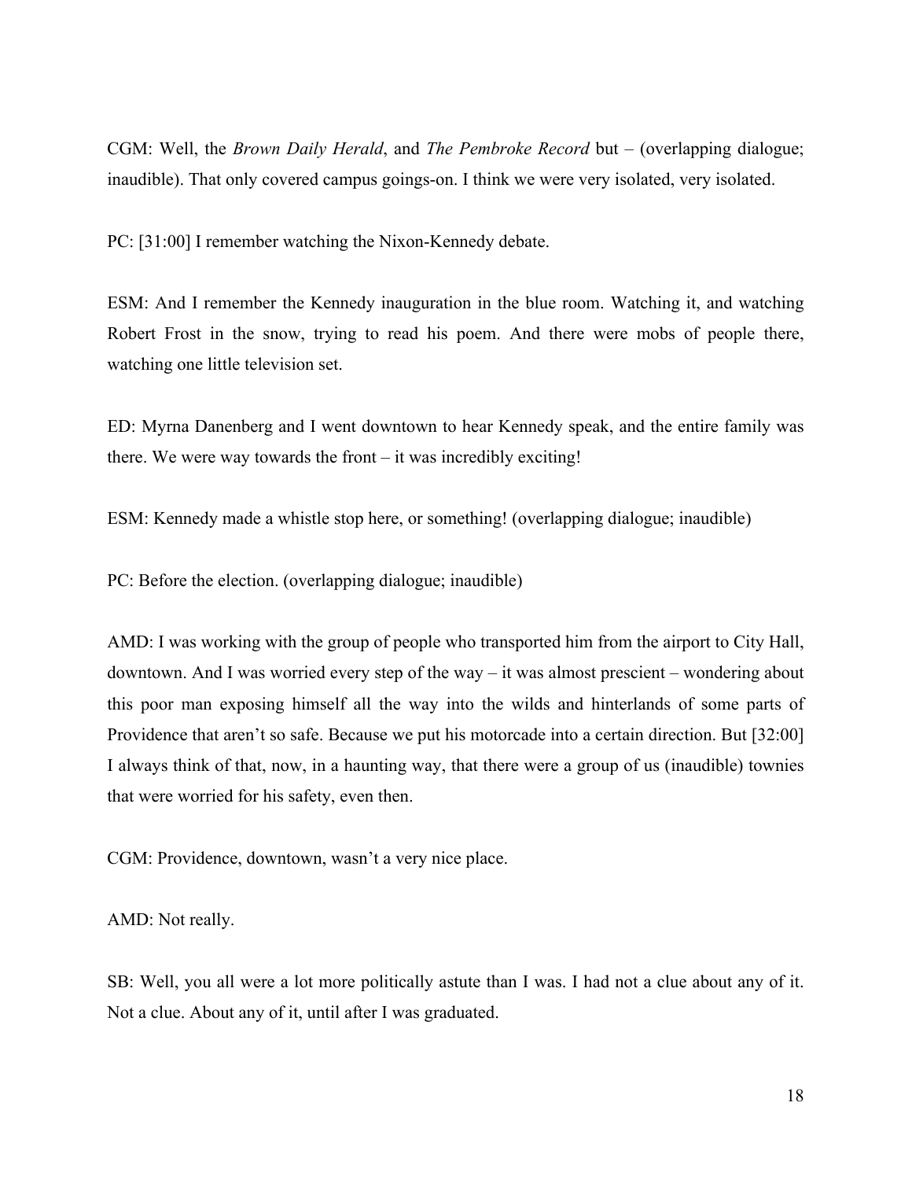CGM: Well, the *Brown Daily Herald*, and *The Pembroke Record* but – (overlapping dialogue; inaudible). That only covered campus goings-on. I think we were very isolated, very isolated.

PC: [31:00] I remember watching the Nixon-Kennedy debate.

ESM: And I remember the Kennedy inauguration in the blue room. Watching it, and watching Robert Frost in the snow, trying to read his poem. And there were mobs of people there, watching one little television set.

ED: Myrna Danenberg and I went downtown to hear Kennedy speak, and the entire family was there. We were way towards the front – it was incredibly exciting!

ESM: Kennedy made a whistle stop here, or something! (overlapping dialogue; inaudible)

PC: Before the election. (overlapping dialogue; inaudible)

AMD: I was working with the group of people who transported him from the airport to City Hall, downtown. And I was worried every step of the way – it was almost prescient – wondering about this poor man exposing himself all the way into the wilds and hinterlands of some parts of Providence that aren't so safe. Because we put his motorcade into a certain direction. But [32:00] I always think of that, now, in a haunting way, that there were a group of us (inaudible) townies that were worried for his safety, even then.

CGM: Providence, downtown, wasn't a very nice place.

AMD: Not really.

SB: Well, you all were a lot more politically astute than I was. I had not a clue about any of it. Not a clue. About any of it, until after I was graduated.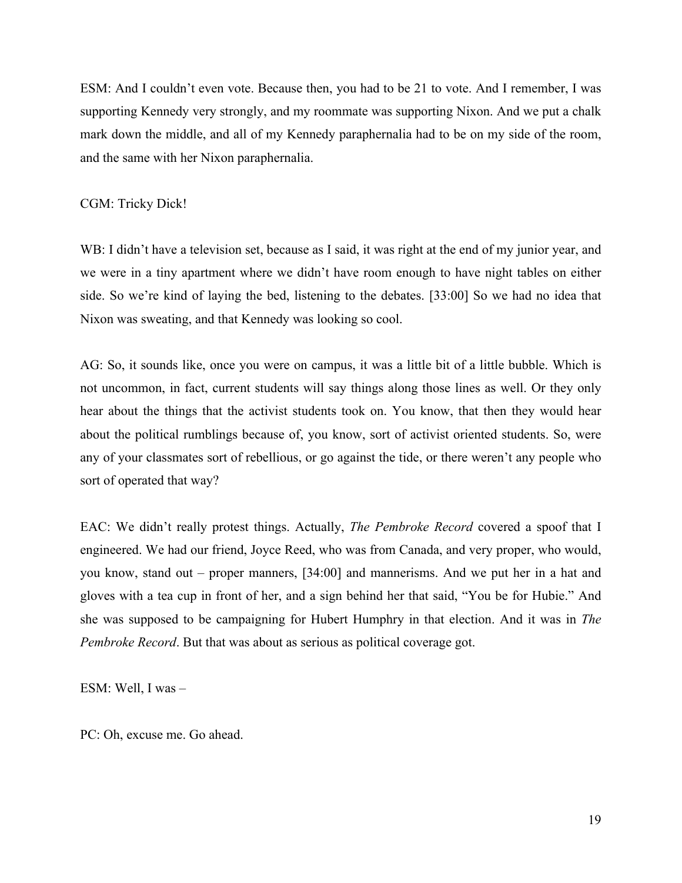ESM: And I couldn't even vote. Because then, you had to be 21 to vote. And I remember, I was supporting Kennedy very strongly, and my roommate was supporting Nixon. And we put a chalk mark down the middle, and all of my Kennedy paraphernalia had to be on my side of the room, and the same with her Nixon paraphernalia.

CGM: Tricky Dick!

WB: I didn't have a television set, because as I said, it was right at the end of my junior year, and we were in a tiny apartment where we didn't have room enough to have night tables on either side. So we're kind of laying the bed, listening to the debates. [33:00] So we had no idea that Nixon was sweating, and that Kennedy was looking so cool.

AG: So, it sounds like, once you were on campus, it was a little bit of a little bubble. Which is not uncommon, in fact, current students will say things along those lines as well. Or they only hear about the things that the activist students took on. You know, that then they would hear about the political rumblings because of, you know, sort of activist oriented students. So, were any of your classmates sort of rebellious, or go against the tide, or there weren't any people who sort of operated that way?

EAC: We didn't really protest things. Actually, *The Pembroke Record* covered a spoof that I engineered. We had our friend, Joyce Reed, who was from Canada, and very proper, who would, you know, stand out – proper manners, [34:00] and mannerisms. And we put her in a hat and gloves with a tea cup in front of her, and a sign behind her that said, "You be for Hubie." And she was supposed to be campaigning for Hubert Humphry in that election. And it was in *The Pembroke Record*. But that was about as serious as political coverage got.

ESM: Well, I was –

PC: Oh, excuse me. Go ahead.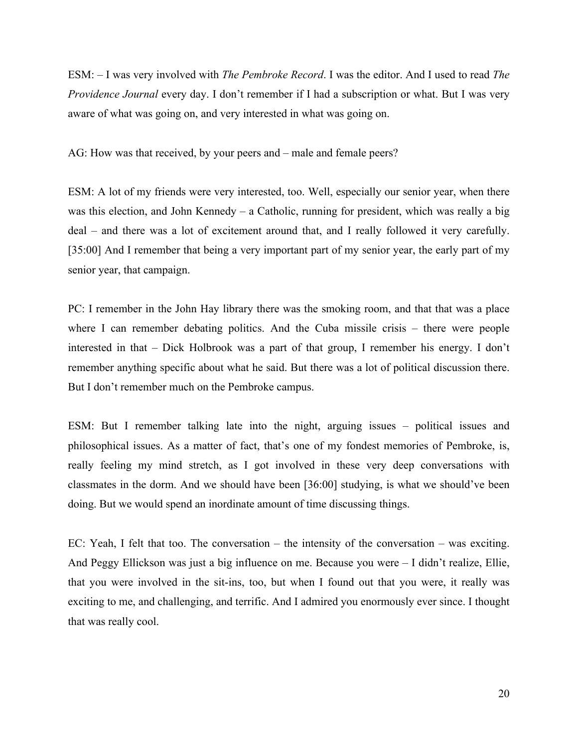ESM: – I was very involved with *The Pembroke Record*. I was the editor. And I used to read *The Providence Journal* every day. I don't remember if I had a subscription or what. But I was very aware of what was going on, and very interested in what was going on.

AG: How was that received, by your peers and – male and female peers?

ESM: A lot of my friends were very interested, too. Well, especially our senior year, when there was this election, and John Kennedy – a Catholic, running for president, which was really a big deal – and there was a lot of excitement around that, and I really followed it very carefully. [35:00] And I remember that being a very important part of my senior year, the early part of my senior year, that campaign.

PC: I remember in the John Hay library there was the smoking room, and that that was a place where I can remember debating politics. And the Cuba missile crisis – there were people interested in that – Dick Holbrook was a part of that group, I remember his energy. I don't remember anything specific about what he said. But there was a lot of political discussion there. But I don't remember much on the Pembroke campus.

ESM: But I remember talking late into the night, arguing issues – political issues and philosophical issues. As a matter of fact, that's one of my fondest memories of Pembroke, is, really feeling my mind stretch, as I got involved in these very deep conversations with classmates in the dorm. And we should have been [36:00] studying, is what we should've been doing. But we would spend an inordinate amount of time discussing things.

EC: Yeah, I felt that too. The conversation – the intensity of the conversation – was exciting. And Peggy Ellickson was just a big influence on me. Because you were – I didn't realize, Ellie, that you were involved in the sit-ins, too, but when I found out that you were, it really was exciting to me, and challenging, and terrific. And I admired you enormously ever since. I thought that was really cool.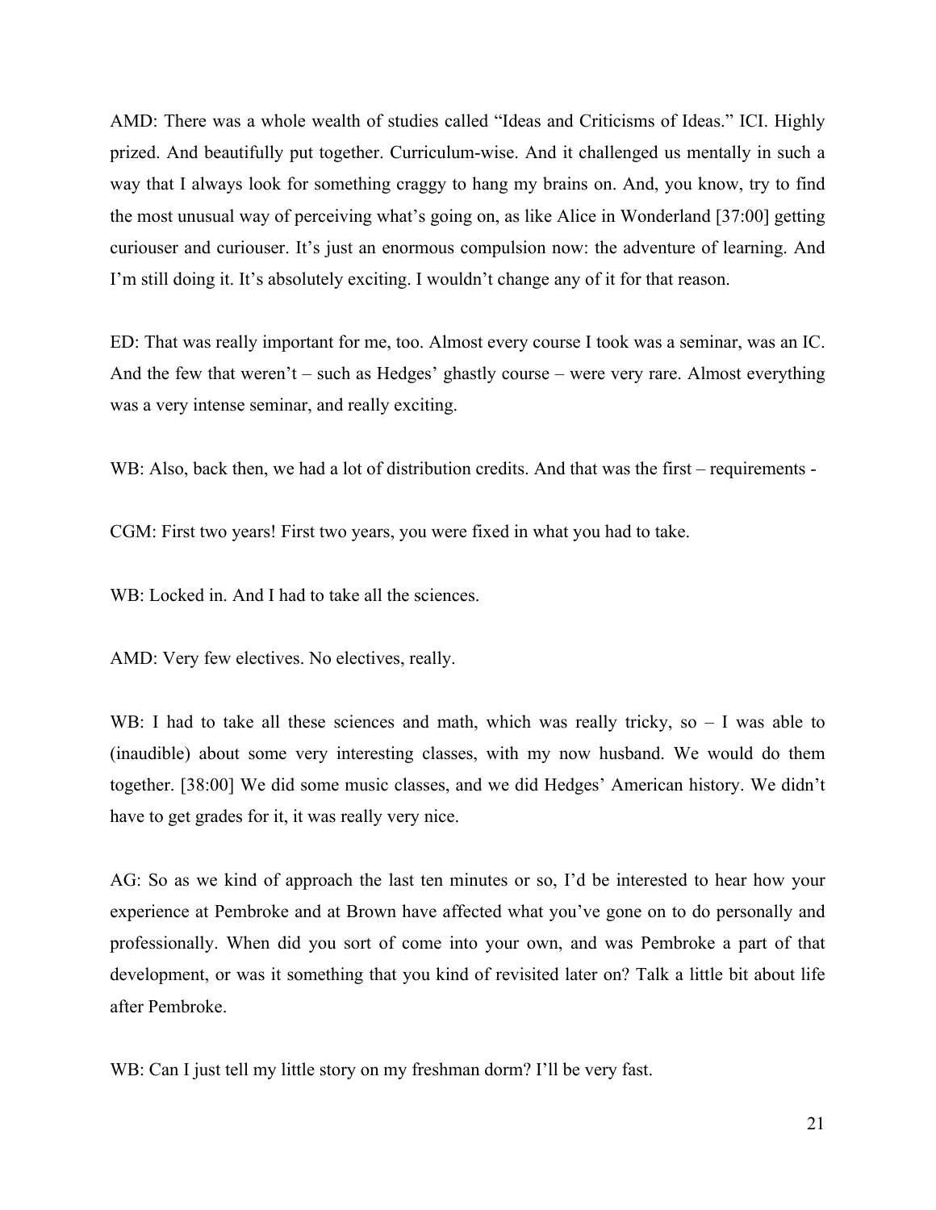AMD: There was a whole wealth of studies called "Ideas and Criticisms of Ideas." ICI. Highly prized. And beautifully put together. Curriculum-wise. And it challenged us mentally in such a way that I always look for something craggy to hang my brains on. And, you know, try to find the most unusual way of perceiving what's going on, as like Alice in Wonderland [37:00] getting curiouser and curiouser. It's just an enormous compulsion now: the adventure of learning. And I'm still doing it. It's absolutely exciting. I wouldn't change any of it for that reason.

ED: That was really important for me, too. Almost every course I took was a seminar, was an IC. And the few that weren't – such as Hedges' ghastly course – were very rare. Almost everything was a very intense seminar, and really exciting.

WB: Also, back then, we had a lot of distribution credits. And that was the first – requirements -

CGM: First two years! First two years, you were fixed in what you had to take.

WB: Locked in. And I had to take all the sciences.

AMD: Very few electives. No electives, really.

WB: I had to take all these sciences and math, which was really tricky, so – I was able to (inaudible) about some very interesting classes, with my now husband. We would do them together. [38:00] We did some music classes, and we did Hedges' American history. We didn't have to get grades for it, it was really very nice.

AG: So as we kind of approach the last ten minutes or so, I'd be interested to hear how your experience at Pembroke and at Brown have affected what you've gone on to do personally and professionally. When did you sort of come into your own, and was Pembroke a part of that development, or was it something that you kind of revisited later on? Talk a little bit about life after Pembroke.

WB: Can I just tell my little story on my freshman dorm? I'll be very fast.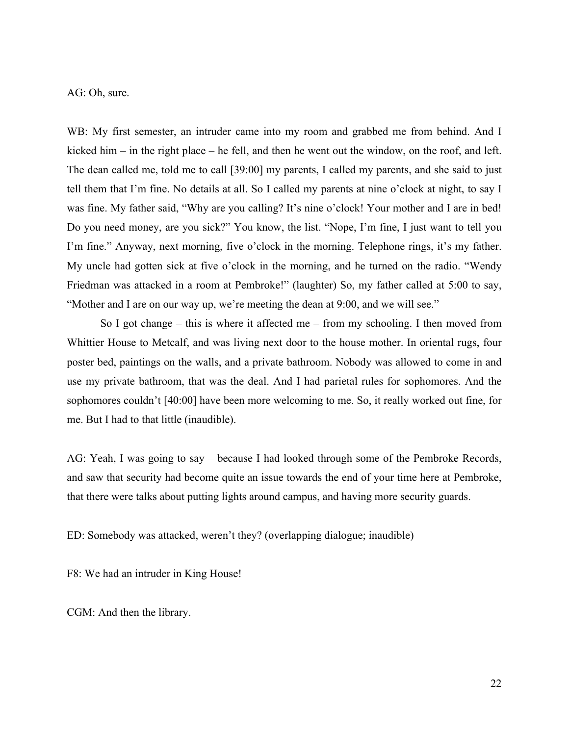AG: Oh, sure.

WB: My first semester, an intruder came into my room and grabbed me from behind. And I kicked him – in the right place – he fell, and then he went out the window, on the roof, and left. The dean called me, told me to call [39:00] my parents, I called my parents, and she said to just tell them that I'm fine. No details at all. So I called my parents at nine o'clock at night, to say I was fine. My father said, "Why are you calling? It's nine o'clock! Your mother and I are in bed! Do you need money, are you sick?" You know, the list. "Nope, I'm fine, I just want to tell you I'm fine." Anyway, next morning, five o'clock in the morning. Telephone rings, it's my father. My uncle had gotten sick at five o'clock in the morning, and he turned on the radio. "Wendy Friedman was attacked in a room at Pembroke!" (laughter) So, my father called at 5:00 to say, "Mother and I are on our way up, we're meeting the dean at 9:00, and we will see."

So I got change – this is where it affected me – from my schooling. I then moved from Whittier House to Metcalf, and was living next door to the house mother. In oriental rugs, four poster bed, paintings on the walls, and a private bathroom. Nobody was allowed to come in and use my private bathroom, that was the deal. And I had parietal rules for sophomores. And the sophomores couldn't [40:00] have been more welcoming to me. So, it really worked out fine, for me. But I had to that little (inaudible).

AG: Yeah, I was going to say – because I had looked through some of the Pembroke Records, and saw that security had become quite an issue towards the end of your time here at Pembroke, that there were talks about putting lights around campus, and having more security guards.

ED: Somebody was attacked, weren't they? (overlapping dialogue; inaudible)

F8: We had an intruder in King House!

CGM: And then the library.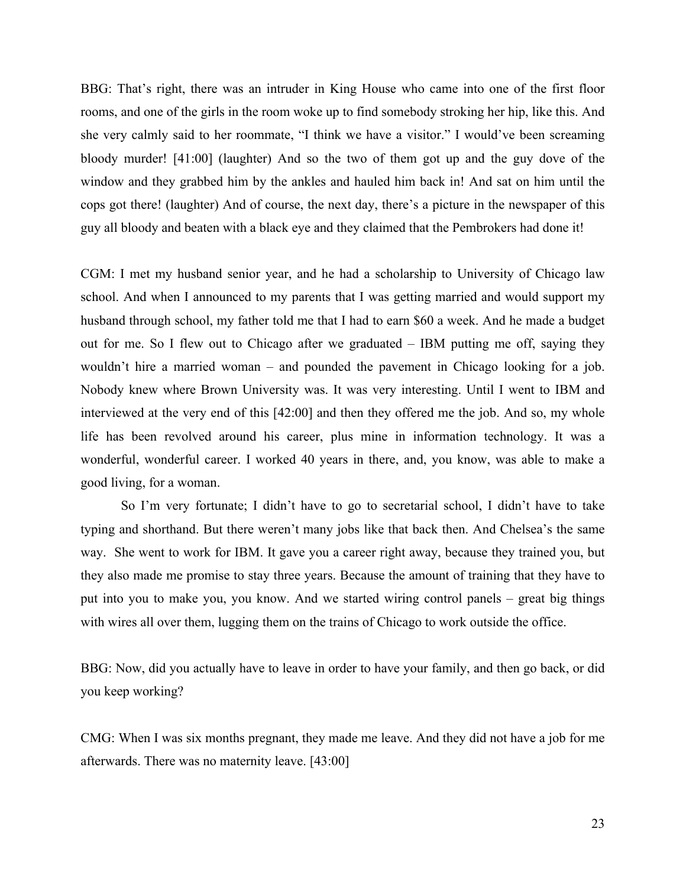BBG: That's right, there was an intruder in King House who came into one of the first floor rooms, and one of the girls in the room woke up to find somebody stroking her hip, like this. And she very calmly said to her roommate, "I think we have a visitor." I would've been screaming bloody murder! [41:00] (laughter) And so the two of them got up and the guy dove of the window and they grabbed him by the ankles and hauled him back in! And sat on him until the cops got there! (laughter) And of course, the next day, there's a picture in the newspaper of this guy all bloody and beaten with a black eye and they claimed that the Pembrokers had done it!

CGM: I met my husband senior year, and he had a scholarship to University of Chicago law school. And when I announced to my parents that I was getting married and would support my husband through school, my father told me that I had to earn $60 a week. And he made a budget out for me. So I flew out to Chicago after we graduated – IBM putting me off, saying they wouldn't hire a married woman – and pounded the pavement in Chicago looking for a job. Nobody knew where Brown University was. It was very interesting. Until I went to IBM and interviewed at the very end of this [42:00] and then they offered me the job. And so, my whole life has been revolved around his career, plus mine in information technology. It was a wonderful, wonderful career. I worked 40 years in there, and, you know, was able to make a good living, for a woman.

So I'm very fortunate; I didn't have to go to secretarial school, I didn't have to take typing and shorthand. But there weren't many jobs like that back then. And Chelsea's the same way. She went to work for IBM. It gave you a career right away, because they trained you, but they also made me promise to stay three years. Because the amount of training that they have to put into you to make you, you know. And we started wiring control panels – great big things with wires all over them, lugging them on the trains of Chicago to work outside the office.

BBG: Now, did you actually have to leave in order to have your family, and then go back, or did you keep working?

CMG: When I was six months pregnant, they made me leave. And they did not have a job for me afterwards. There was no maternity leave. [43:00]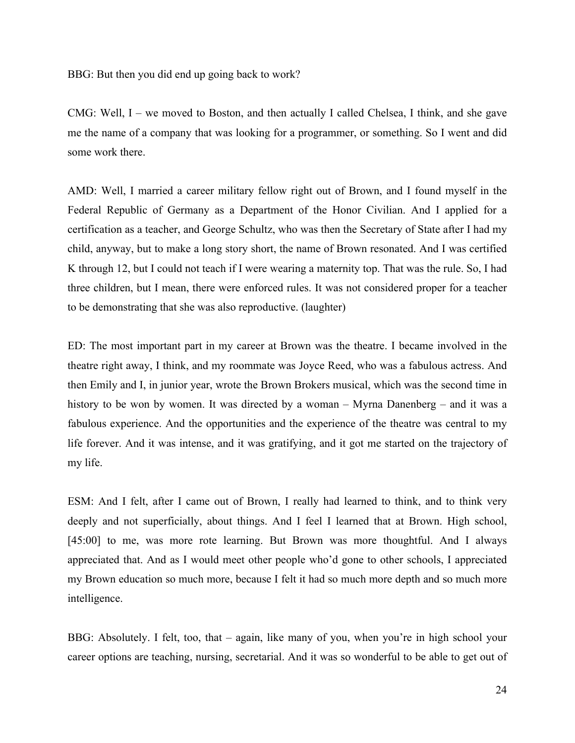BBG: But then you did end up going back to work?

CMG: Well, I – we moved to Boston, and then actually I called Chelsea, I think, and she gave me the name of a company that was looking for a programmer, or something. So I went and did some work there.

AMD: Well, I married a career military fellow right out of Brown, and I found myself in the Federal Republic of Germany as a Department of the Honor Civilian. And I applied for a certification as a teacher, and George Schultz, who was then the Secretary of State after I had my child, anyway, but to make a long story short, the name of Brown resonated. And I was certified K through 12, but I could not teach if I were wearing a maternity top. That was the rule. So, I had three children, but I mean, there were enforced rules. It was not considered proper for a teacher to be demonstrating that she was also reproductive. (laughter)

ED: The most important part in my career at Brown was the theatre. I became involved in the theatre right away, I think, and my roommate was Joyce Reed, who was a fabulous actress. And then Emily and I, in junior year, wrote the Brown Brokers musical, which was the second time in history to be won by women. It was directed by a woman – Myrna Danenberg – and it was a fabulous experience. And the opportunities and the experience of the theatre was central to my life forever. And it was intense, and it was gratifying, and it got me started on the trajectory of my life.

ESM: And I felt, after I came out of Brown, I really had learned to think, and to think very deeply and not superficially, about things. And I feel I learned that at Brown. High school, [45:00] to me, was more rote learning. But Brown was more thoughtful. And I always appreciated that. And as I would meet other people who'd gone to other schools, I appreciated my Brown education so much more, because I felt it had so much more depth and so much more intelligence.

BBG: Absolutely. I felt, too, that – again, like many of you, when you're in high school your career options are teaching, nursing, secretarial. And it was so wonderful to be able to get out of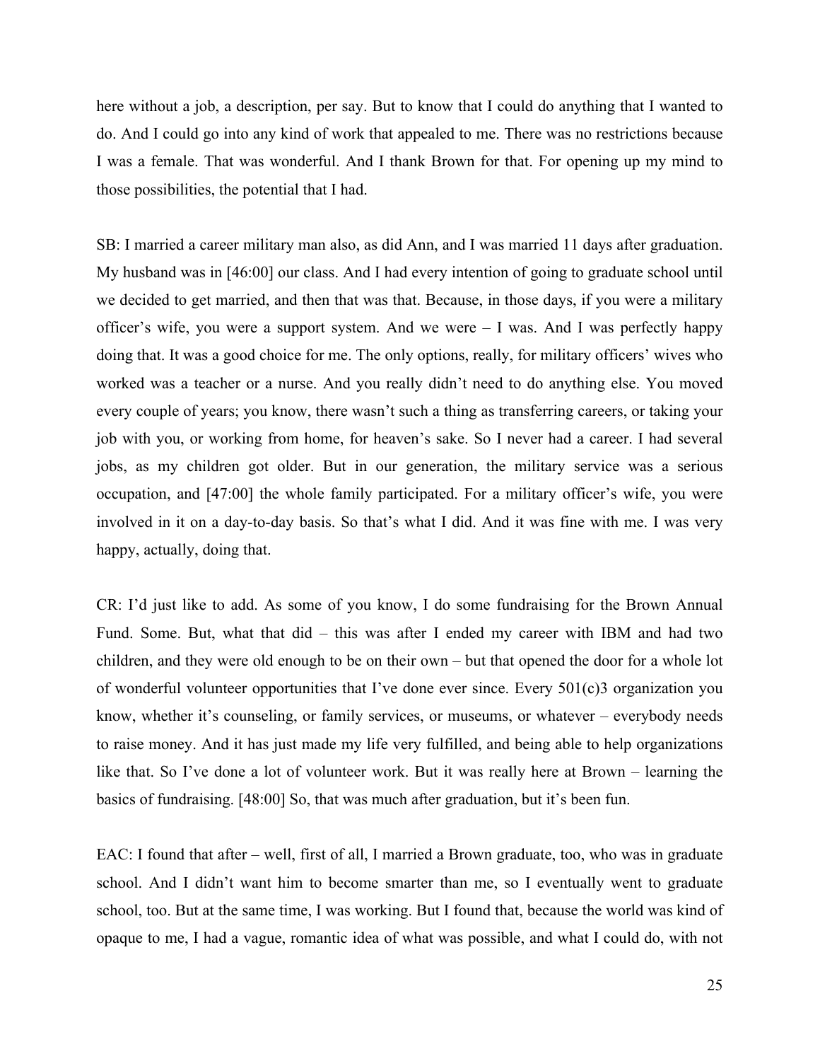here without a job, a description, per say. But to know that I could do anything that I wanted to do. And I could go into any kind of work that appealed to me. There was no restrictions because I was a female. That was wonderful. And I thank Brown for that. For opening up my mind to those possibilities, the potential that I had.

SB: I married a career military man also, as did Ann, and I was married 11 days after graduation. My husband was in [46:00] our class. And I had every intention of going to graduate school until we decided to get married, and then that was that. Because, in those days, if you were a military officer's wife, you were a support system. And we were – I was. And I was perfectly happy doing that. It was a good choice for me. The only options, really, for military officers' wives who worked was a teacher or a nurse. And you really didn't need to do anything else. You moved every couple of years; you know, there wasn't such a thing as transferring careers, or taking your job with you, or working from home, for heaven's sake. So I never had a career. I had several jobs, as my children got older. But in our generation, the military service was a serious occupation, and [47:00] the whole family participated. For a military officer's wife, you were involved in it on a day-to-day basis. So that's what I did. And it was fine with me. I was very happy, actually, doing that.

CR: I'd just like to add. As some of you know, I do some fundraising for the Brown Annual Fund. Some. But, what that did – this was after I ended my career with IBM and had two children, and they were old enough to be on their own – but that opened the door for a whole lot of wonderful volunteer opportunities that I've done ever since. Every 501(c)3 organization you know, whether it's counseling, or family services, or museums, or whatever – everybody needs to raise money. And it has just made my life very fulfilled, and being able to help organizations like that. So I've done a lot of volunteer work. But it was really here at Brown – learning the basics of fundraising. [48:00] So, that was much after graduation, but it's been fun.

EAC: I found that after – well, first of all, I married a Brown graduate, too, who was in graduate school. And I didn't want him to become smarter than me, so I eventually went to graduate school, too. But at the same time, I was working. But I found that, because the world was kind of opaque to me, I had a vague, romantic idea of what was possible, and what I could do, with not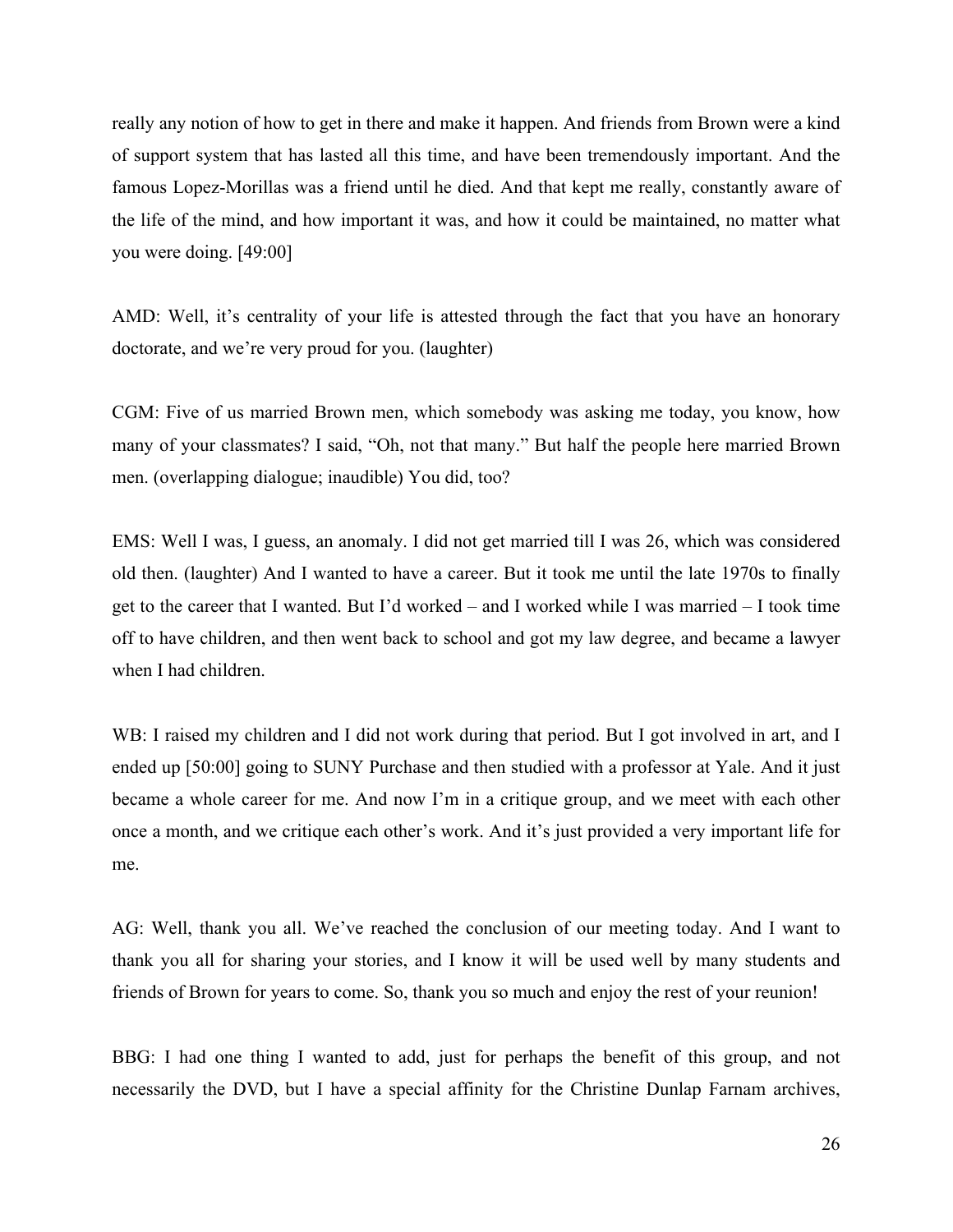really any notion of how to get in there and make it happen. And friends from Brown were a kind of support system that has lasted all this time, and have been tremendously important. And the famous Lopez-Morillas was a friend until he died. And that kept me really, constantly aware of the life of the mind, and how important it was, and how it could be maintained, no matter what you were doing. [49:00]

AMD: Well, it's centrality of your life is attested through the fact that you have an honorary doctorate, and we're very proud for you. (laughter)

CGM: Five of us married Brown men, which somebody was asking me today, you know, how many of your classmates? I said, "Oh, not that many." But half the people here married Brown men. (overlapping dialogue; inaudible) You did, too?

EMS: Well I was, I guess, an anomaly. I did not get married till I was 26, which was considered old then. (laughter) And I wanted to have a career. But it took me until the late 1970s to finally get to the career that I wanted. But I'd worked – and I worked while I was married – I took time off to have children, and then went back to school and got my law degree, and became a lawyer when I had children.

WB: I raised my children and I did not work during that period. But I got involved in art, and I ended up [50:00] going to SUNY Purchase and then studied with a professor at Yale. And it just became a whole career for me. And now I'm in a critique group, and we meet with each other once a month, and we critique each other's work. And it's just provided a very important life for me.

AG: Well, thank you all. We've reached the conclusion of our meeting today. And I want to thank you all for sharing your stories, and I know it will be used well by many students and friends of Brown for years to come. So, thank you so much and enjoy the rest of your reunion!

BBG: I had one thing I wanted to add, just for perhaps the benefit of this group, and not necessarily the DVD, but I have a special affinity for the Christine Dunlap Farnam archives,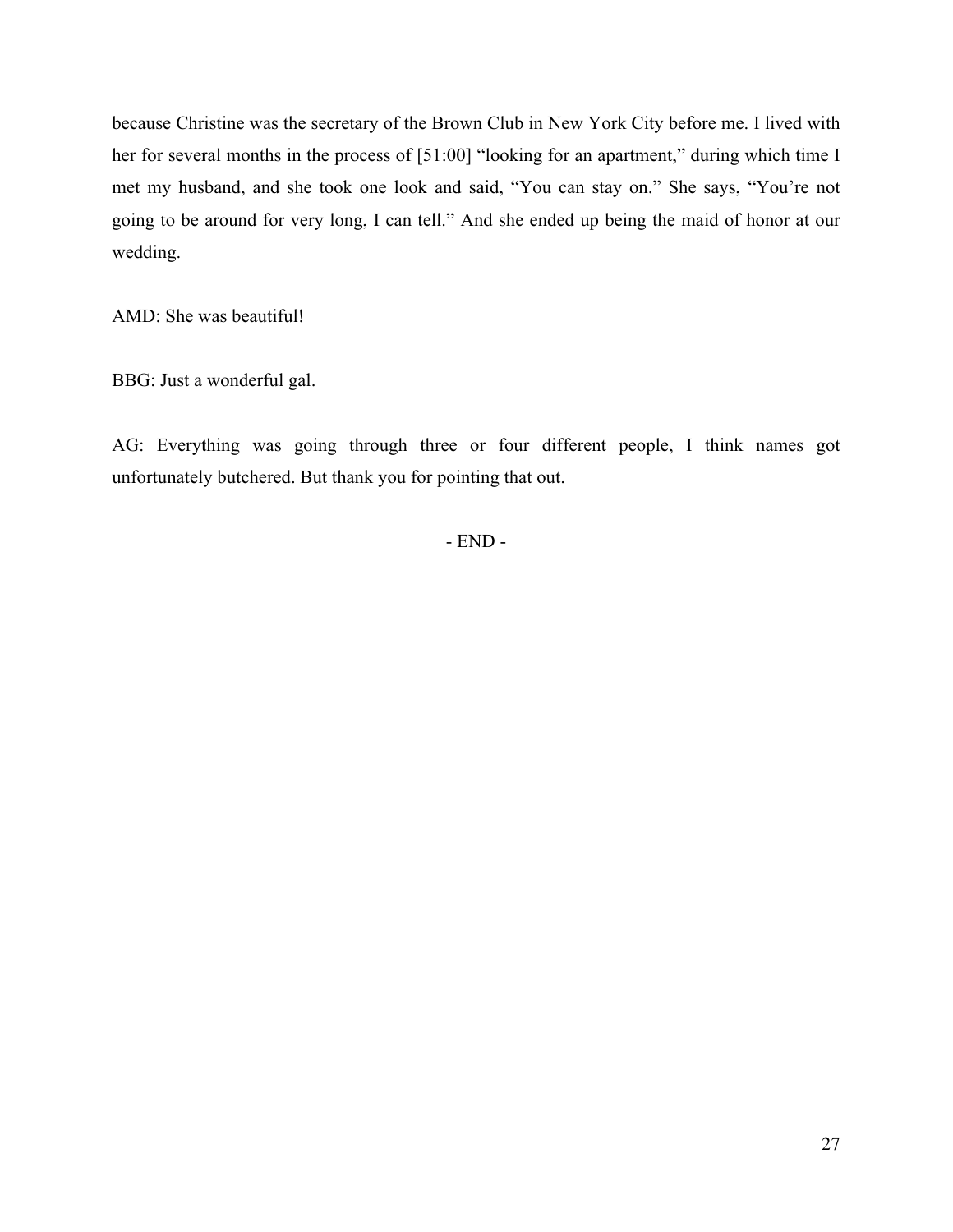because Christine was the secretary of the Brown Club in New York City before me. I lived with her for several months in the process of [51:00] "looking for an apartment," during which time I met my husband, and she took one look and said, "You can stay on." She says, "You're not going to be around for very long, I can tell." And she ended up being the maid of honor at our wedding.

AMD: She was beautiful!

BBG: Just a wonderful gal.

AG: Everything was going through three or four different people, I think names got unfortunately butchered. But thank you for pointing that out.

- END -